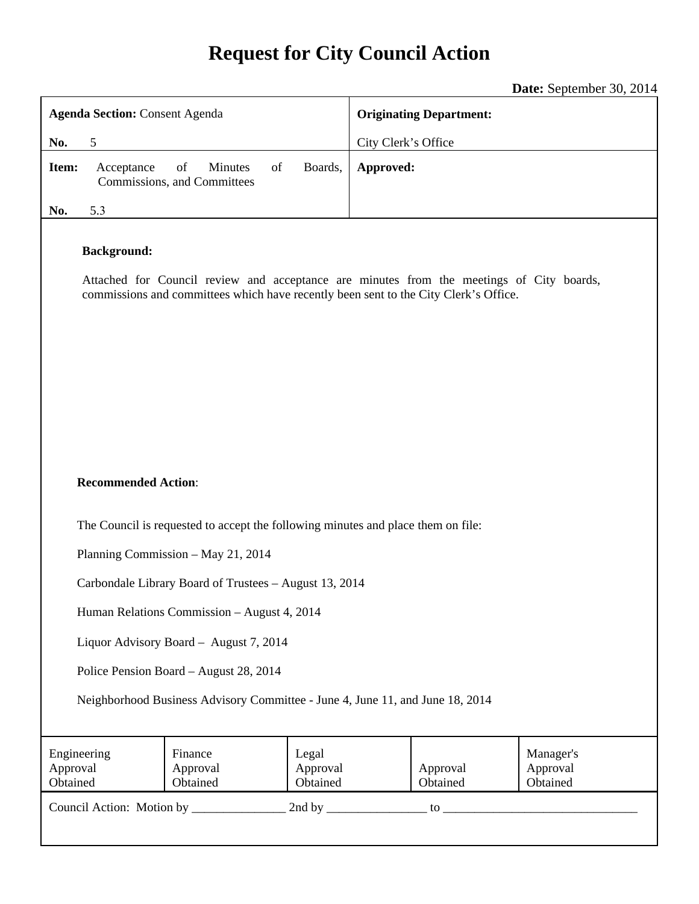# Request for City Council Action

**Date:** September 30, 2014

| **Agenda Section:** Consent Agenda<br><br>**No.** 5 | **Originating Department:**<br><br>City Clerk's Office |
|---|---|
| **Item:** Acceptance of Minutes of Boards, Commissions, and Committees<br><br>**No.** 5.3 | **Approved:** |

**Background:**

Attached for Council review and acceptance are minutes from the meetings of City boards, commissions and committees which have recently been sent to the City Clerk's Office.

**Recommended Action**:

The Council is requested to accept the following minutes and place them on file:

Planning Commission – May 21, 2014

Carbondale Library Board of Trustees – August 13, 2014

Human Relations Commission – August 4, 2014

Liquor Advisory Board – August 7, 2014

Police Pension Board – August 28, 2014

Neighborhood Business Advisory Committee - June 4, June 11, and June 18, 2014

| Engineering Approval Obtained | Finance Approval Obtained | Legal Approval Obtained | Approval Obtained | Manager's Approval Obtained |
|---|---|---|---|---|

Council Action: Motion by _______________ 2nd by ________________ to _______________________________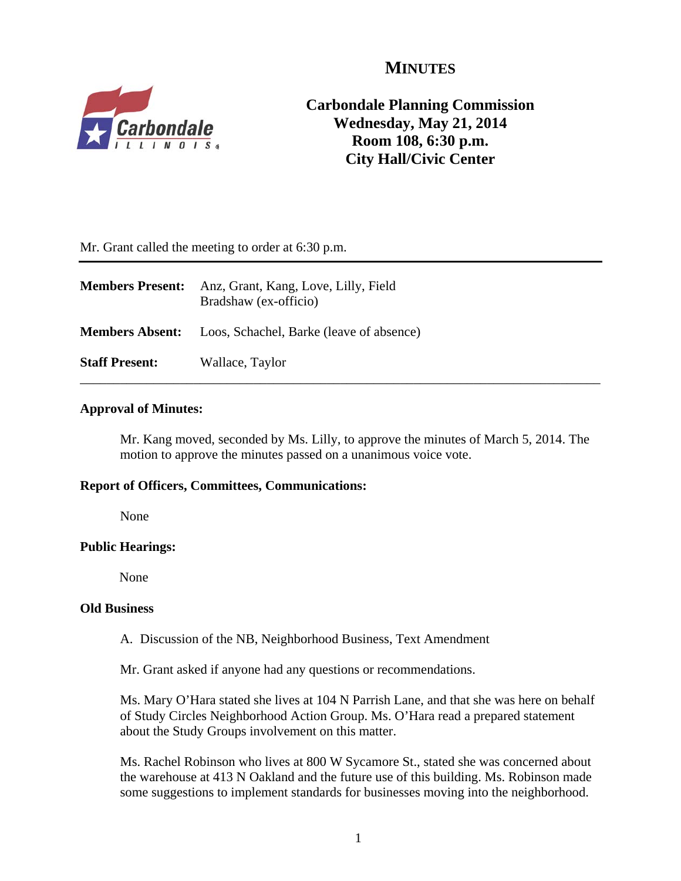# MINUTES

**Carbondale Planning Commission**
**Wednesday, May 21, 2014**
**Room 108, 6:30 p.m.**
**City Hall/Civic Center**

Mr. Grant called the meeting to order at 6:30 p.m.

---

**Members Present:** Anz, Grant, Kang, Love, Lilly, Field
Bradshaw (ex-officio)

**Members Absent:** Loos, Schachel, Barke (leave of absence)

**Staff Present:** Wallace, Taylor

---

**Approval of Minutes:**

Mr. Kang moved, seconded by Ms. Lilly, to approve the minutes of March 5, 2014. The motion to approve the minutes passed on a unanimous voice vote.

**Report of Officers, Committees, Communications:**

None

**Public Hearings:**

None

**Old Business**

A. Discussion of the NB, Neighborhood Business, Text Amendment

Mr. Grant asked if anyone had any questions or recommendations.

Ms. Mary O'Hara stated she lives at 104 N Parrish Lane, and that she was here on behalf of Study Circles Neighborhood Action Group. Ms. O'Hara read a prepared statement about the Study Groups involvement on this matter.

Ms. Rachel Robinson who lives at 800 W Sycamore St., stated she was concerned about the warehouse at 413 N Oakland and the future use of this building. Ms. Robinson made some suggestions to implement standards for businesses moving into the neighborhood.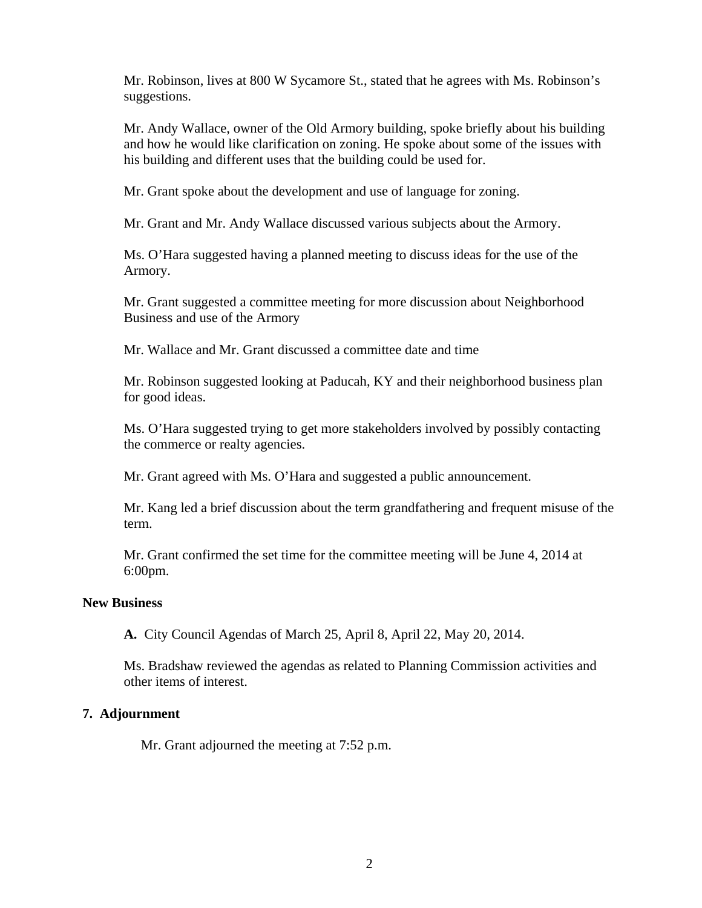Mr. Robinson, lives at 800 W Sycamore St., stated that he agrees with Ms. Robinson's suggestions.

Mr. Andy Wallace, owner of the Old Armory building, spoke briefly about his building and how he would like clarification on zoning. He spoke about some of the issues with his building and different uses that the building could be used for.

Mr. Grant spoke about the development and use of language for zoning.

Mr. Grant and Mr. Andy Wallace discussed various subjects about the Armory.

Ms. O'Hara suggested having a planned meeting to discuss ideas for the use of the Armory.

Mr. Grant suggested a committee meeting for more discussion about Neighborhood Business and use of the Armory

Mr. Wallace and Mr. Grant discussed a committee date and time

Mr. Robinson suggested looking at Paducah, KY and their neighborhood business plan for good ideas.

Ms. O'Hara suggested trying to get more stakeholders involved by possibly contacting the commerce or realty agencies.

Mr. Grant agreed with Ms. O'Hara and suggested a public announcement.

Mr. Kang led a brief discussion about the term grandfathering and frequent misuse of the term.

Mr. Grant confirmed the set time for the committee meeting will be June 4, 2014 at 6:00pm.

**New Business**

**A.** City Council Agendas of March 25, April 8, April 22, May 20, 2014.

Ms. Bradshaw reviewed the agendas as related to Planning Commission activities and other items of interest.

**7. Adjournment**

Mr. Grant adjourned the meeting at 7:52 p.m.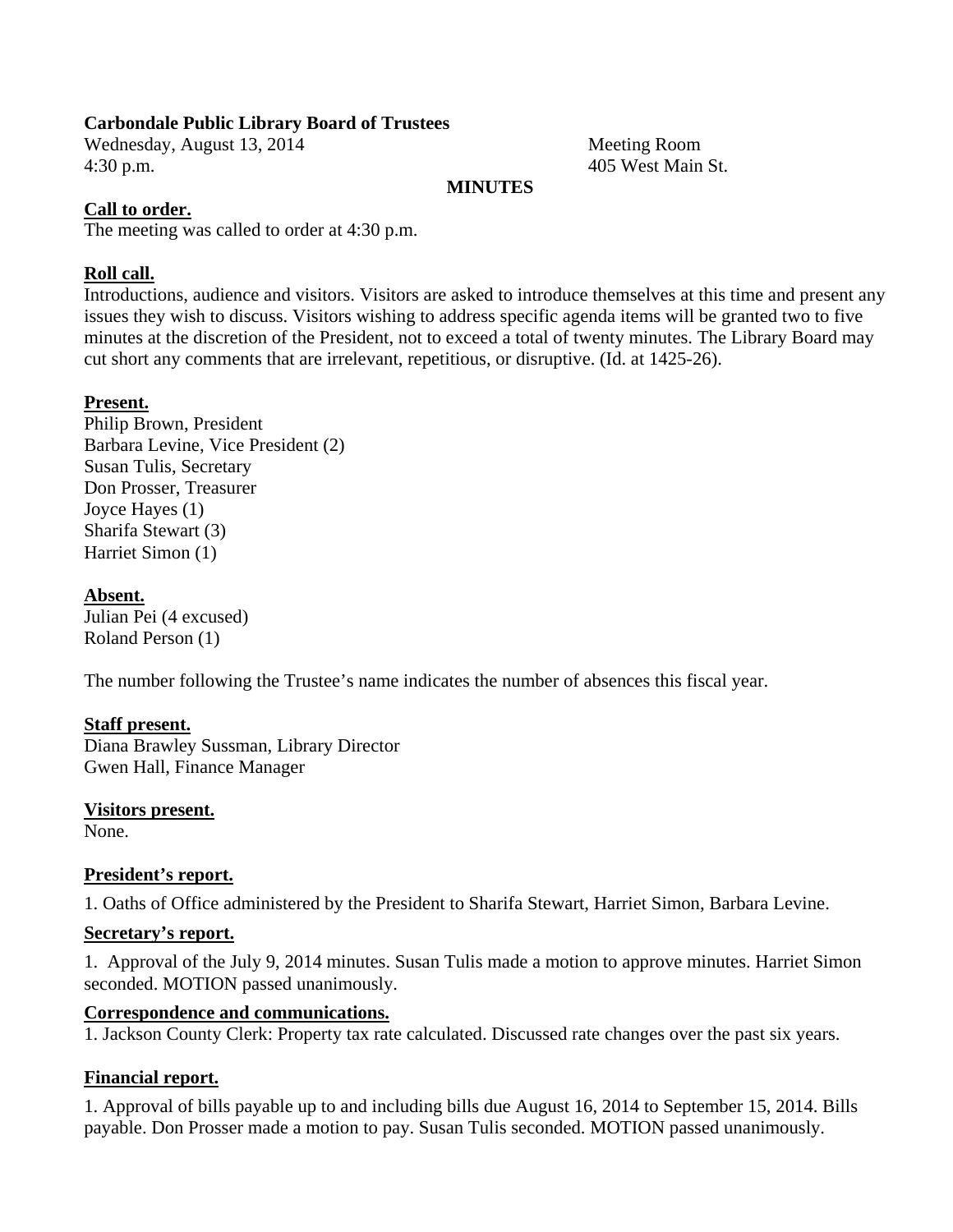**Carbondale Public Library Board of Trustees**

Wednesday, August 13, 2014
4:30 p.m.

Meeting Room
405 West Main St.

**MINUTES**

**Call to order.**

The meeting was called to order at 4:30 p.m.

**Roll call.**

Introductions, audience and visitors. Visitors are asked to introduce themselves at this time and present any issues they wish to discuss. Visitors wishing to address specific agenda items will be granted two to five minutes at the discretion of the President, not to exceed a total of twenty minutes. The Library Board may cut short any comments that are irrelevant, repetitious, or disruptive. (Id. at 1425-26).

**Present.**

Philip Brown, President
Barbara Levine, Vice President (2)
Susan Tulis, Secretary
Don Prosser, Treasurer
Joyce Hayes (1)
Sharifa Stewart (3)
Harriet Simon (1)

**Absent.**

Julian Pei (4 excused)
Roland Person (1)

The number following the Trustee's name indicates the number of absences this fiscal year.

**Staff present.**

Diana Brawley Sussman, Library Director
Gwen Hall, Finance Manager

**Visitors present.**

None.

**President's report.**

1. Oaths of Office administered by the President to Sharifa Stewart, Harriet Simon, Barbara Levine.

**Secretary's report.**

1. Approval of the July 9, 2014 minutes. Susan Tulis made a motion to approve minutes. Harriet Simon seconded. MOTION passed unanimously.

**Correspondence and communications.**

1. Jackson County Clerk: Property tax rate calculated. Discussed rate changes over the past six years.

**Financial report.**

1. Approval of bills payable up to and including bills due August 16, 2014 to September 15, 2014. Bills payable. Don Prosser made a motion to pay. Susan Tulis seconded. MOTION passed unanimously.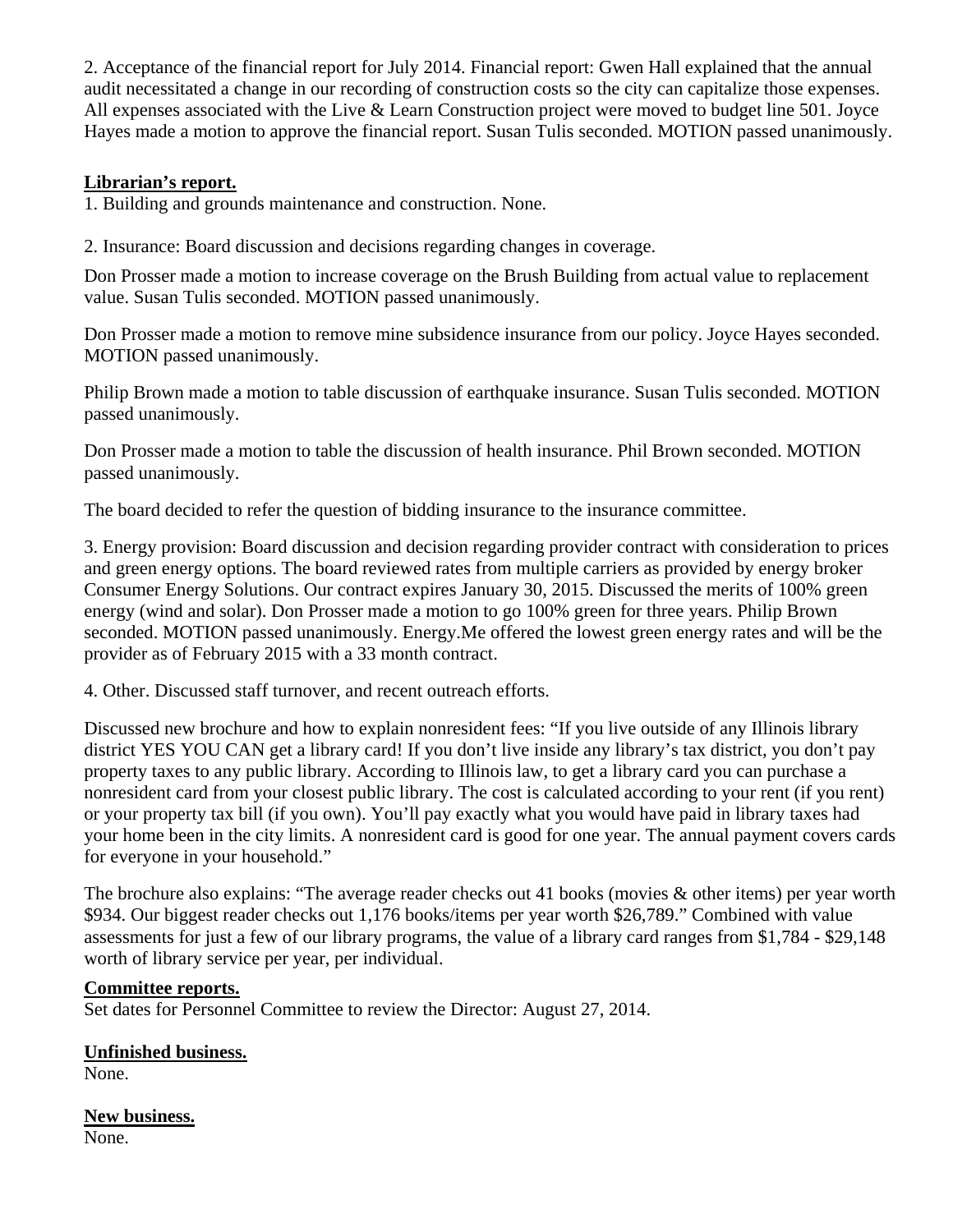2. Acceptance of the financial report for July 2014. Financial report: Gwen Hall explained that the annual audit necessitated a change in our recording of construction costs so the city can capitalize those expenses. All expenses associated with the Live & Learn Construction project were moved to budget line 501. Joyce Hayes made a motion to approve the financial report. Susan Tulis seconded. MOTION passed unanimously.

**Librarian's report.**

1. Building and grounds maintenance and construction. None.

2. Insurance: Board discussion and decisions regarding changes in coverage.

Don Prosser made a motion to increase coverage on the Brush Building from actual value to replacement value. Susan Tulis seconded. MOTION passed unanimously.

Don Prosser made a motion to remove mine subsidence insurance from our policy. Joyce Hayes seconded. MOTION passed unanimously.

Philip Brown made a motion to table discussion of earthquake insurance. Susan Tulis seconded. MOTION passed unanimously.

Don Prosser made a motion to table the discussion of health insurance. Phil Brown seconded. MOTION passed unanimously.

The board decided to refer the question of bidding insurance to the insurance committee.

3. Energy provision: Board discussion and decision regarding provider contract with consideration to prices and green energy options. The board reviewed rates from multiple carriers as provided by energy broker Consumer Energy Solutions. Our contract expires January 30, 2015. Discussed the merits of 100% green energy (wind and solar). Don Prosser made a motion to go 100% green for three years. Philip Brown seconded. MOTION passed unanimously. Energy.Me offered the lowest green energy rates and will be the provider as of February 2015 with a 33 month contract.

4. Other. Discussed staff turnover, and recent outreach efforts.

Discussed new brochure and how to explain nonresident fees: "If you live outside of any Illinois library district YES YOU CAN get a library card! If you don't live inside any library's tax district, you don't pay property taxes to any public library. According to Illinois law, to get a library card you can purchase a nonresident card from your closest public library. The cost is calculated according to your rent (if you rent) or your property tax bill (if you own). You'll pay exactly what you would have paid in library taxes had your home been in the city limits. A nonresident card is good for one year. The annual payment covers cards for everyone in your household."

The brochure also explains: "The average reader checks out 41 books (movies & other items) per year worth $934. Our biggest reader checks out 1,176 books/items per year worth $26,789." Combined with value assessments for just a few of our library programs, the value of a library card ranges from $1,784 - $29,148 worth of library service per year, per individual.

**Committee reports.**

Set dates for Personnel Committee to review the Director: August 27, 2014.

**Unfinished business.**

None.

**New business.**

None.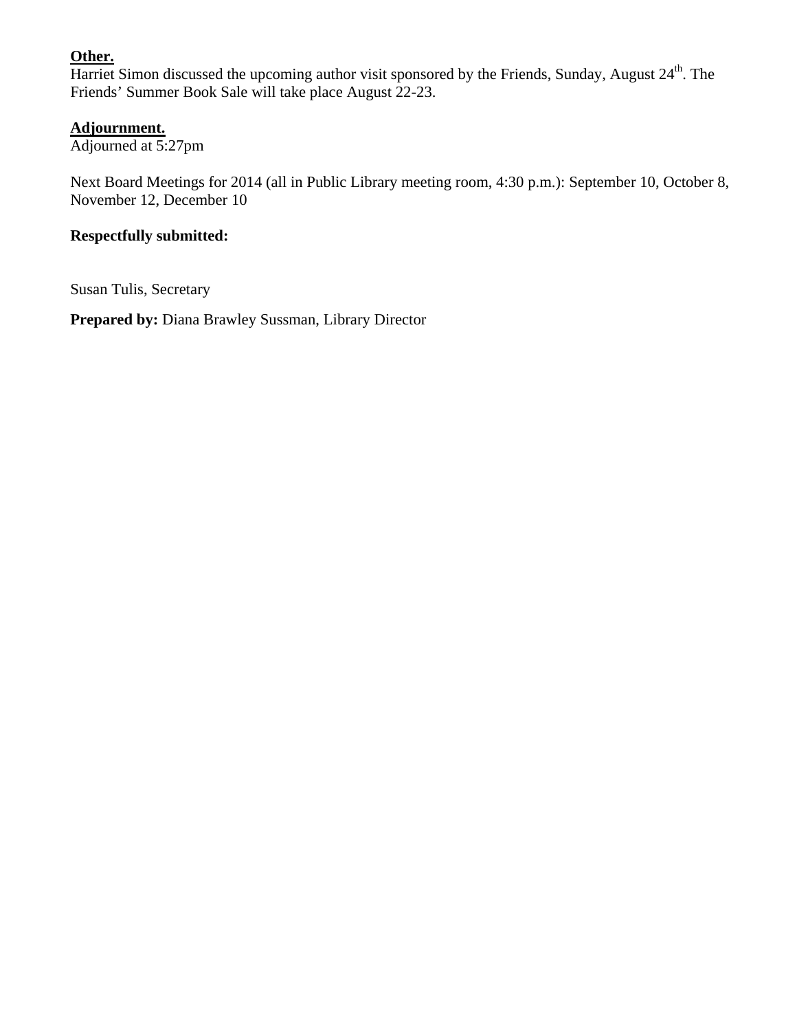**Other.**
Harriet Simon discussed the upcoming author visit sponsored by the Friends, Sunday, August 24th. The Friends' Summer Book Sale will take place August 22-23.

**Adjournment.**
Adjourned at 5:27pm

Next Board Meetings for 2014 (all in Public Library meeting room, 4:30 p.m.): September 10, October 8, November 12, December 10

**Respectfully submitted:**

Susan Tulis, Secretary

**Prepared by:** Diana Brawley Sussman, Library Director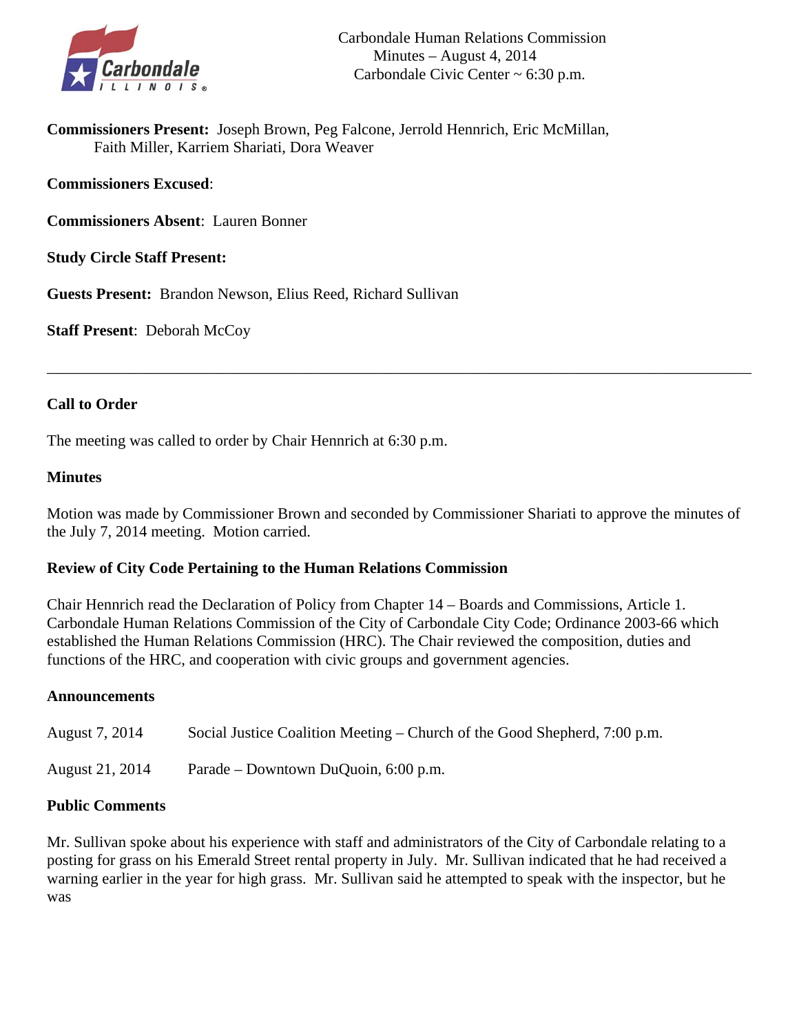Carbondale Human Relations Commission
Minutes – August 4, 2014
Carbondale Civic Center ~ 6:30 p.m.

**Commissioners Present:** Joseph Brown, Peg Falcone, Jerrold Hennrich, Eric McMillan, Faith Miller, Karriem Shariati, Dora Weaver

**Commissioners Excused**:

**Commissioners Absent**: Lauren Bonner

**Study Circle Staff Present:**

**Guests Present:** Brandon Newson, Elius Reed, Richard Sullivan

**Staff Present**: Deborah McCoy

---

### Call to Order

The meeting was called to order by Chair Hennrich at 6:30 p.m.

### Minutes

Motion was made by Commissioner Brown and seconded by Commissioner Shariati to approve the minutes of the July 7, 2014 meeting. Motion carried.

### Review of City Code Pertaining to the Human Relations Commission

Chair Hennrich read the Declaration of Policy from Chapter 14 – Boards and Commissions, Article 1. Carbondale Human Relations Commission of the City of Carbondale City Code; Ordinance 2003-66 which established the Human Relations Commission (HRC). The Chair reviewed the composition, duties and functions of the HRC, and cooperation with civic groups and government agencies.

### Announcements

August 7, 2014 — Social Justice Coalition Meeting – Church of the Good Shepherd, 7:00 p.m.

August 21, 2014 — Parade – Downtown DuQuoin, 6:00 p.m.

### Public Comments

Mr. Sullivan spoke about his experience with staff and administrators of the City of Carbondale relating to a posting for grass on his Emerald Street rental property in July. Mr. Sullivan indicated that he had received a warning earlier in the year for high grass. Mr. Sullivan said he attempted to speak with the inspector, but he was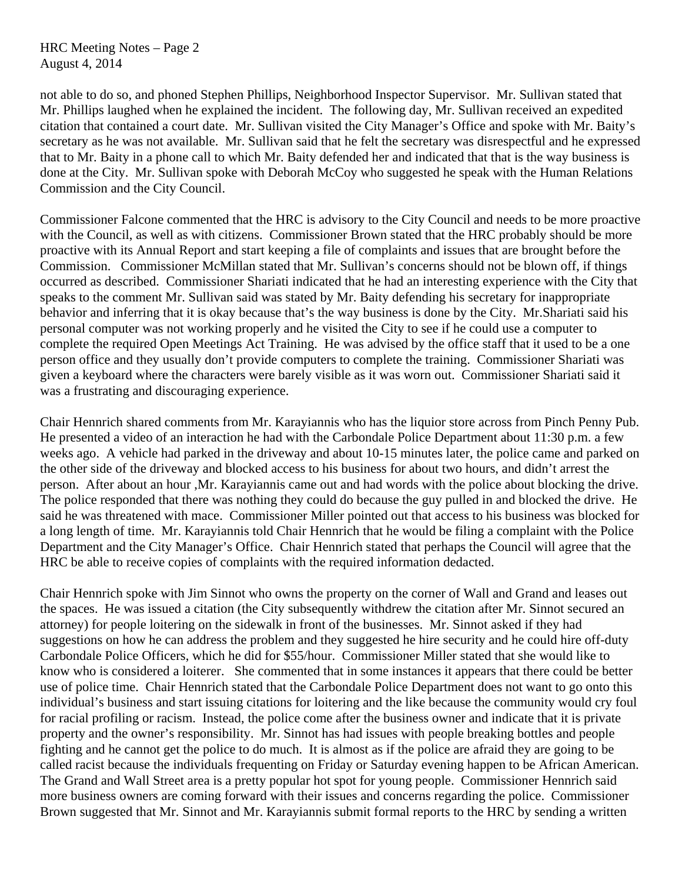not able to do so, and phoned Stephen Phillips, Neighborhood Inspector Supervisor. Mr. Sullivan stated that Mr. Phillips laughed when he explained the incident. The following day, Mr. Sullivan received an expedited citation that contained a court date. Mr. Sullivan visited the City Manager's Office and spoke with Mr. Baity's secretary as he was not available. Mr. Sullivan said that he felt the secretary was disrespectful and he expressed that to Mr. Baity in a phone call to which Mr. Baity defended her and indicated that that is the way business is done at the City. Mr. Sullivan spoke with Deborah McCoy who suggested he speak with the Human Relations Commission and the City Council.

Commissioner Falcone commented that the HRC is advisory to the City Council and needs to be more proactive with the Council, as well as with citizens. Commissioner Brown stated that the HRC probably should be more proactive with its Annual Report and start keeping a file of complaints and issues that are brought before the Commission. Commissioner McMillan stated that Mr. Sullivan's concerns should not be blown off, if things occurred as described. Commissioner Shariati indicated that he had an interesting experience with the City that speaks to the comment Mr. Sullivan said was stated by Mr. Baity defending his secretary for inappropriate behavior and inferring that it is okay because that's the way business is done by the City. Mr.Shariati said his personal computer was not working properly and he visited the City to see if he could use a computer to complete the required Open Meetings Act Training. He was advised by the office staff that it used to be a one person office and they usually don't provide computers to complete the training. Commissioner Shariati was given a keyboard where the characters were barely visible as it was worn out. Commissioner Shariati said it was a frustrating and discouraging experience.

Chair Hennrich shared comments from Mr. Karayiannis who has the liquior store across from Pinch Penny Pub. He presented a video of an interaction he had with the Carbondale Police Department about 11:30 p.m. a few weeks ago. A vehicle had parked in the driveway and about 10-15 minutes later, the police came and parked on the other side of the driveway and blocked access to his business for about two hours, and didn't arrest the person. After about an hour ,Mr. Karayiannis came out and had words with the police about blocking the drive. The police responded that there was nothing they could do because the guy pulled in and blocked the drive. He said he was threatened with mace. Commissioner Miller pointed out that access to his business was blocked for a long length of time. Mr. Karayiannis told Chair Hennrich that he would be filing a complaint with the Police Department and the City Manager's Office. Chair Hennrich stated that perhaps the Council will agree that the HRC be able to receive copies of complaints with the required information dedacted.

Chair Hennrich spoke with Jim Sinnot who owns the property on the corner of Wall and Grand and leases out the spaces. He was issued a citation (the City subsequently withdrew the citation after Mr. Sinnot secured an attorney) for people loitering on the sidewalk in front of the businesses. Mr. Sinnot asked if they had suggestions on how he can address the problem and they suggested he hire security and he could hire off-duty Carbondale Police Officers, which he did for $55/hour. Commissioner Miller stated that she would like to know who is considered a loiterer. She commented that in some instances it appears that there could be better use of police time. Chair Hennrich stated that the Carbondale Police Department does not want to go onto this individual's business and start issuing citations for loitering and the like because the community would cry foul for racial profiling or racism. Instead, the police come after the business owner and indicate that it is private property and the owner's responsibility. Mr. Sinnot has had issues with people breaking bottles and people fighting and he cannot get the police to do much. It is almost as if the police are afraid they are going to be called racist because the individuals frequenting on Friday or Saturday evening happen to be African American. The Grand and Wall Street area is a pretty popular hot spot for young people. Commissioner Hennrich said more business owners are coming forward with their issues and concerns regarding the police. Commissioner Brown suggested that Mr. Sinnot and Mr. Karayiannis submit formal reports to the HRC by sending a written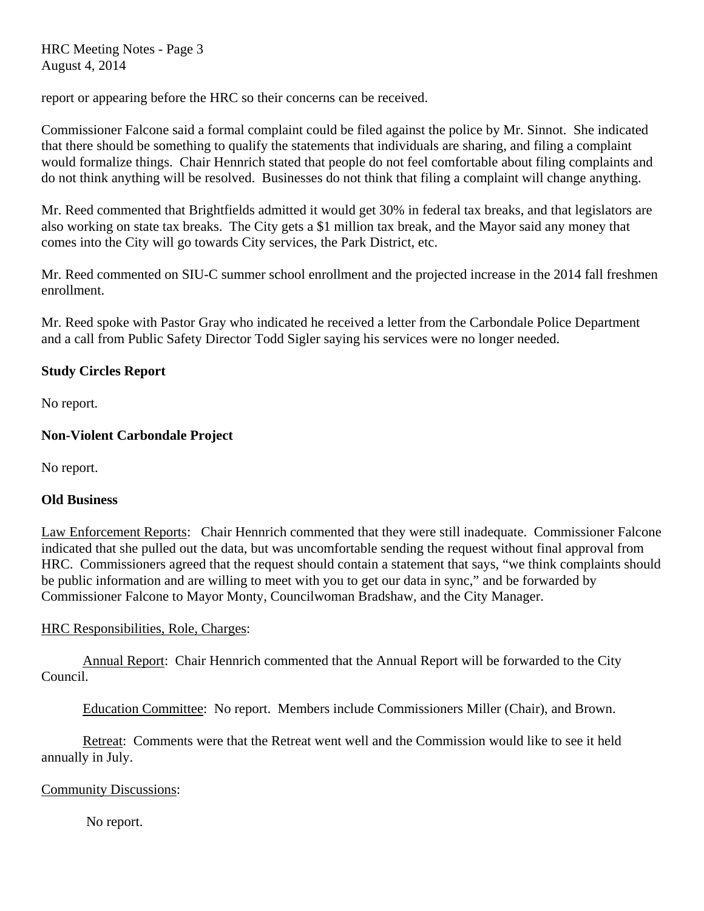report or appearing before the HRC so their concerns can be received.

Commissioner Falcone said a formal complaint could be filed against the police by Mr. Sinnot. She indicated that there should be something to qualify the statements that individuals are sharing, and filing a complaint would formalize things. Chair Hennrich stated that people do not feel comfortable about filing complaints and do not think anything will be resolved. Businesses do not think that filing a complaint will change anything.

Mr. Reed commented that Brightfields admitted it would get 30% in federal tax breaks, and that legislators are also working on state tax breaks. The City gets a $1 million tax break, and the Mayor said any money that comes into the City will go towards City services, the Park District, etc.

Mr. Reed commented on SIU-C summer school enrollment and the projected increase in the 2014 fall freshmen enrollment.

Mr. Reed spoke with Pastor Gray who indicated he received a letter from the Carbondale Police Department and a call from Public Safety Director Todd Sigler saying his services were no longer needed.

**Study Circles Report**

No report.

**Non-Violent Carbondale Project**

No report.

**Old Business**

Law Enforcement Reports: Chair Hennrich commented that they were still inadequate. Commissioner Falcone indicated that she pulled out the data, but was uncomfortable sending the request without final approval from HRC. Commissioners agreed that the request should contain a statement that says, "we think complaints should be public information and are willing to meet with you to get our data in sync," and be forwarded by Commissioner Falcone to Mayor Monty, Councilwoman Bradshaw, and the City Manager.

HRC Responsibilities, Role, Charges:

Annual Report: Chair Hennrich commented that the Annual Report will be forwarded to the City Council.

Education Committee: No report. Members include Commissioners Miller (Chair), and Brown.

Retreat: Comments were that the Retreat went well and the Commission would like to see it held annually in July.

Community Discussions:

No report.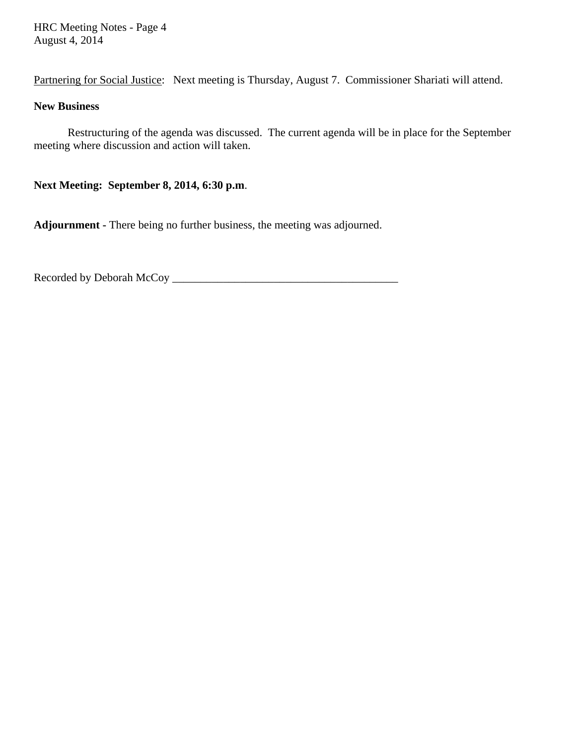Partnering for Social Justice: Next meeting is Thursday, August 7. Commissioner Shariati will attend.

**New Business**

Restructuring of the agenda was discussed. The current agenda will be in place for the September meeting where discussion and action will taken.

**Next Meeting: September 8, 2014, 6:30 p.m**.

**Adjournment** - There being no further business, the meeting was adjourned.

Recorded by Deborah McCoy ________________________________________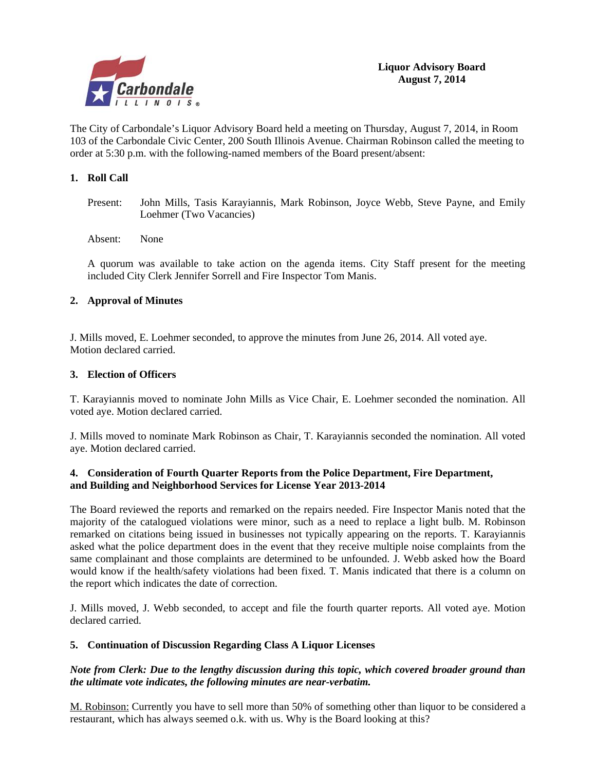**Liquor Advisory Board**
**August 7, 2014**

The City of Carbondale's Liquor Advisory Board held a meeting on Thursday, August 7, 2014, in Room 103 of the Carbondale Civic Center, 200 South Illinois Avenue. Chairman Robinson called the meeting to order at 5:30 p.m. with the following-named members of the Board present/absent:

## 1. Roll Call

Present: John Mills, Tasis Karayiannis, Mark Robinson, Joyce Webb, Steve Payne, and Emily Loehmer (Two Vacancies)

Absent: None

A quorum was available to take action on the agenda items. City Staff present for the meeting included City Clerk Jennifer Sorrell and Fire Inspector Tom Manis.

## 2. Approval of Minutes

J. Mills moved, E. Loehmer seconded, to approve the minutes from June 26, 2014. All voted aye. Motion declared carried.

## 3. Election of Officers

T. Karayiannis moved to nominate John Mills as Vice Chair, E. Loehmer seconded the nomination. All voted aye. Motion declared carried.

J. Mills moved to nominate Mark Robinson as Chair, T. Karayiannis seconded the nomination. All voted aye. Motion declared carried.

## 4. Consideration of Fourth Quarter Reports from the Police Department, Fire Department, and Building and Neighborhood Services for License Year 2013-2014

The Board reviewed the reports and remarked on the repairs needed. Fire Inspector Manis noted that the majority of the catalogued violations were minor, such as a need to replace a light bulb. M. Robinson remarked on citations being issued in businesses not typically appearing on the reports. T. Karayiannis asked what the police department does in the event that they receive multiple noise complaints from the same complainant and those complaints are determined to be unfounded. J. Webb asked how the Board would know if the health/safety violations had been fixed. T. Manis indicated that there is a column on the report which indicates the date of correction.

J. Mills moved, J. Webb seconded, to accept and file the fourth quarter reports. All voted aye. Motion declared carried.

## 5. Continuation of Discussion Regarding Class A Liquor Licenses

***Note from Clerk: Due to the lengthy discussion during this topic, which covered broader ground than the ultimate vote indicates, the following minutes are near-verbatim.***

M. Robinson: Currently you have to sell more than 50% of something other than liquor to be considered a restaurant, which has always seemed o.k. with us. Why is the Board looking at this?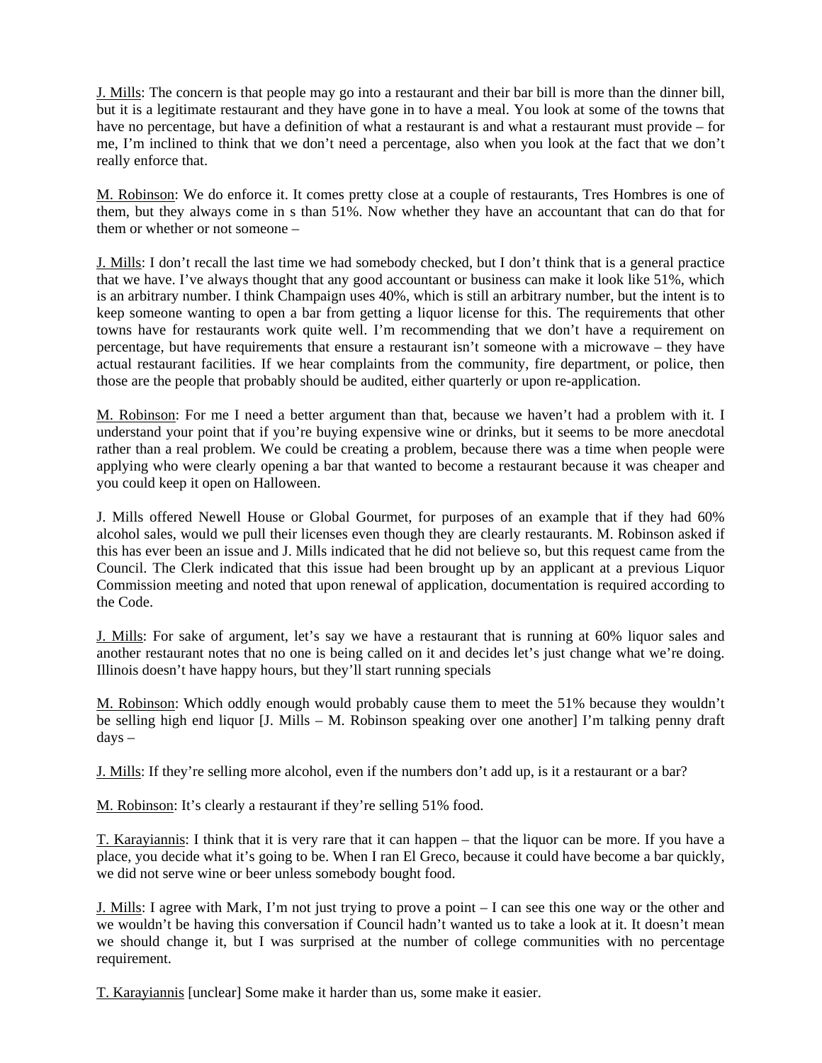J. Mills: The concern is that people may go into a restaurant and their bar bill is more than the dinner bill, but it is a legitimate restaurant and they have gone in to have a meal. You look at some of the towns that have no percentage, but have a definition of what a restaurant is and what a restaurant must provide – for me, I'm inclined to think that we don't need a percentage, also when you look at the fact that we don't really enforce that.

M. Robinson: We do enforce it. It comes pretty close at a couple of restaurants, Tres Hombres is one of them, but they always come in s than 51%. Now whether they have an accountant that can do that for them or whether or not someone –

J. Mills: I don't recall the last time we had somebody checked, but I don't think that is a general practice that we have. I've always thought that any good accountant or business can make it look like 51%, which is an arbitrary number. I think Champaign uses 40%, which is still an arbitrary number, but the intent is to keep someone wanting to open a bar from getting a liquor license for this. The requirements that other towns have for restaurants work quite well. I'm recommending that we don't have a requirement on percentage, but have requirements that ensure a restaurant isn't someone with a microwave – they have actual restaurant facilities. If we hear complaints from the community, fire department, or police, then those are the people that probably should be audited, either quarterly or upon re-application.

M. Robinson: For me I need a better argument than that, because we haven't had a problem with it. I understand your point that if you're buying expensive wine or drinks, but it seems to be more anecdotal rather than a real problem. We could be creating a problem, because there was a time when people were applying who were clearly opening a bar that wanted to become a restaurant because it was cheaper and you could keep it open on Halloween.

J. Mills offered Newell House or Global Gourmet, for purposes of an example that if they had 60% alcohol sales, would we pull their licenses even though they are clearly restaurants. M. Robinson asked if this has ever been an issue and J. Mills indicated that he did not believe so, but this request came from the Council. The Clerk indicated that this issue had been brought up by an applicant at a previous Liquor Commission meeting and noted that upon renewal of application, documentation is required according to the Code.

J. Mills: For sake of argument, let's say we have a restaurant that is running at 60% liquor sales and another restaurant notes that no one is being called on it and decides let's just change what we're doing. Illinois doesn't have happy hours, but they'll start running specials

M. Robinson: Which oddly enough would probably cause them to meet the 51% because they wouldn't be selling high end liquor [J. Mills – M. Robinson speaking over one another] I'm talking penny draft days –

J. Mills: If they're selling more alcohol, even if the numbers don't add up, is it a restaurant or a bar?

M. Robinson: It's clearly a restaurant if they're selling 51% food.

T. Karayiannis: I think that it is very rare that it can happen – that the liquor can be more. If you have a place, you decide what it's going to be. When I ran El Greco, because it could have become a bar quickly, we did not serve wine or beer unless somebody bought food.

J. Mills: I agree with Mark, I'm not just trying to prove a point – I can see this one way or the other and we wouldn't be having this conversation if Council hadn't wanted us to take a look at it. It doesn't mean we should change it, but I was surprised at the number of college communities with no percentage requirement.

T. Karayiannis [unclear] Some make it harder than us, some make it easier.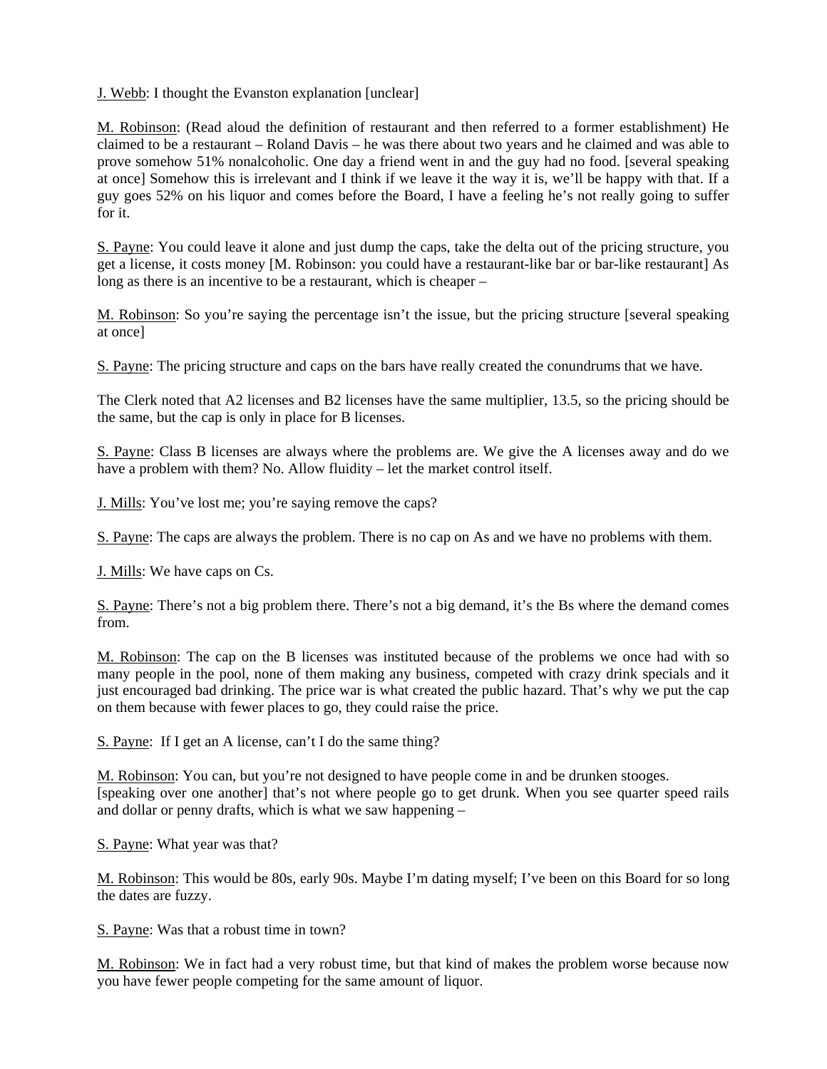J. Webb: I thought the Evanston explanation [unclear]

M. Robinson: (Read aloud the definition of restaurant and then referred to a former establishment) He claimed to be a restaurant – Roland Davis – he was there about two years and he claimed and was able to prove somehow 51% nonalcoholic. One day a friend went in and the guy had no food. [several speaking at once] Somehow this is irrelevant and I think if we leave it the way it is, we'll be happy with that. If a guy goes 52% on his liquor and comes before the Board, I have a feeling he's not really going to suffer for it.

S. Payne: You could leave it alone and just dump the caps, take the delta out of the pricing structure, you get a license, it costs money [M. Robinson: you could have a restaurant-like bar or bar-like restaurant] As long as there is an incentive to be a restaurant, which is cheaper –

M. Robinson: So you're saying the percentage isn't the issue, but the pricing structure [several speaking at once]

S. Payne: The pricing structure and caps on the bars have really created the conundrums that we have.

The Clerk noted that A2 licenses and B2 licenses have the same multiplier, 13.5, so the pricing should be the same, but the cap is only in place for B licenses.

S. Payne: Class B licenses are always where the problems are. We give the A licenses away and do we have a problem with them? No. Allow fluidity – let the market control itself.

J. Mills: You've lost me; you're saying remove the caps?

S. Payne: The caps are always the problem. There is no cap on As and we have no problems with them.

J. Mills: We have caps on Cs.

S. Payne: There's not a big problem there. There's not a big demand, it's the Bs where the demand comes from.

M. Robinson: The cap on the B licenses was instituted because of the problems we once had with so many people in the pool, none of them making any business, competed with crazy drink specials and it just encouraged bad drinking. The price war is what created the public hazard. That's why we put the cap on them because with fewer places to go, they could raise the price.

S. Payne: If I get an A license, can't I do the same thing?

M. Robinson: You can, but you're not designed to have people come in and be drunken stooges. [speaking over one another] that's not where people go to get drunk. When you see quarter speed rails and dollar or penny drafts, which is what we saw happening –

S. Payne: What year was that?

M. Robinson: This would be 80s, early 90s. Maybe I'm dating myself; I've been on this Board for so long the dates are fuzzy.

S. Payne: Was that a robust time in town?

M. Robinson: We in fact had a very robust time, but that kind of makes the problem worse because now you have fewer people competing for the same amount of liquor.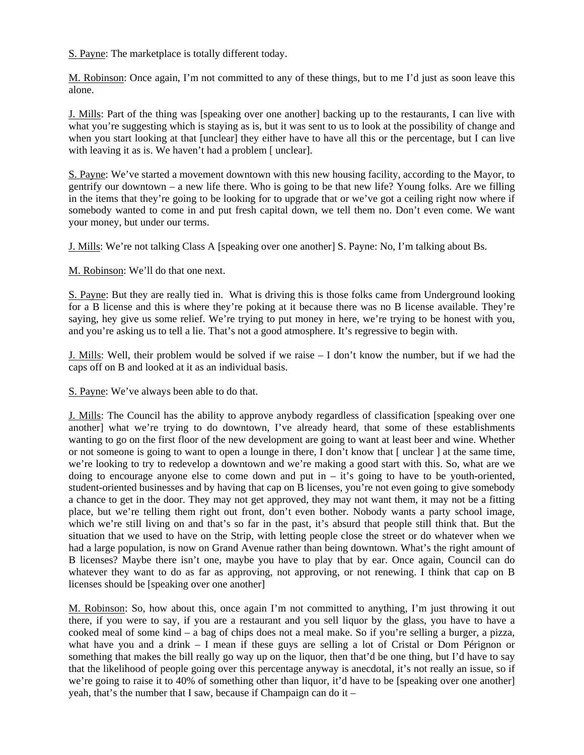S. Payne: The marketplace is totally different today.

M. Robinson: Once again, I'm not committed to any of these things, but to me I'd just as soon leave this alone.

J. Mills: Part of the thing was [speaking over one another] backing up to the restaurants, I can live with what you're suggesting which is staying as is, but it was sent to us to look at the possibility of change and when you start looking at that [unclear] they either have to have all this or the percentage, but I can live with leaving it as is. We haven't had a problem [ unclear].

S. Payne: We've started a movement downtown with this new housing facility, according to the Mayor, to gentrify our downtown – a new life there. Who is going to be that new life? Young folks. Are we filling in the items that they're going to be looking for to upgrade that or we've got a ceiling right now where if somebody wanted to come in and put fresh capital down, we tell them no. Don't even come. We want your money, but under our terms.

J. Mills: We're not talking Class A [speaking over one another] S. Payne: No, I'm talking about Bs.

M. Robinson: We'll do that one next.

S. Payne: But they are really tied in. What is driving this is those folks came from Underground looking for a B license and this is where they're poking at it because there was no B license available. They're saying, hey give us some relief. We're trying to put money in here, we're trying to be honest with you, and you're asking us to tell a lie. That's not a good atmosphere. It's regressive to begin with.

J. Mills: Well, their problem would be solved if we raise – I don't know the number, but if we had the caps off on B and looked at it as an individual basis.

S. Payne: We've always been able to do that.

J. Mills: The Council has the ability to approve anybody regardless of classification [speaking over one another] what we're trying to do downtown, I've already heard, that some of these establishments wanting to go on the first floor of the new development are going to want at least beer and wine. Whether or not someone is going to want to open a lounge in there, I don't know that [ unclear ] at the same time, we're looking to try to redevelop a downtown and we're making a good start with this. So, what are we doing to encourage anyone else to come down and put in – it's going to have to be youth-oriented, student-oriented businesses and by having that cap on B licenses, you're not even going to give somebody a chance to get in the door. They may not get approved, they may not want them, it may not be a fitting place, but we're telling them right out front, don't even bother. Nobody wants a party school image, which we're still living on and that's so far in the past, it's absurd that people still think that. But the situation that we used to have on the Strip, with letting people close the street or do whatever when we had a large population, is now on Grand Avenue rather than being downtown. What's the right amount of B licenses? Maybe there isn't one, maybe you have to play that by ear. Once again, Council can do whatever they want to do as far as approving, not approving, or not renewing. I think that cap on B licenses should be [speaking over one another]

M. Robinson: So, how about this, once again I'm not committed to anything, I'm just throwing it out there, if you were to say, if you are a restaurant and you sell liquor by the glass, you have to have a cooked meal of some kind – a bag of chips does not a meal make. So if you're selling a burger, a pizza, what have you and a drink – I mean if these guys are selling a lot of Cristal or Dom Pérignon or something that makes the bill really go way up on the liquor, then that'd be one thing, but I'd have to say that the likelihood of people going over this percentage anyway is anecdotal, it's not really an issue, so if we're going to raise it to 40% of something other than liquor, it'd have to be [speaking over one another] yeah, that's the number that I saw, because if Champaign can do it –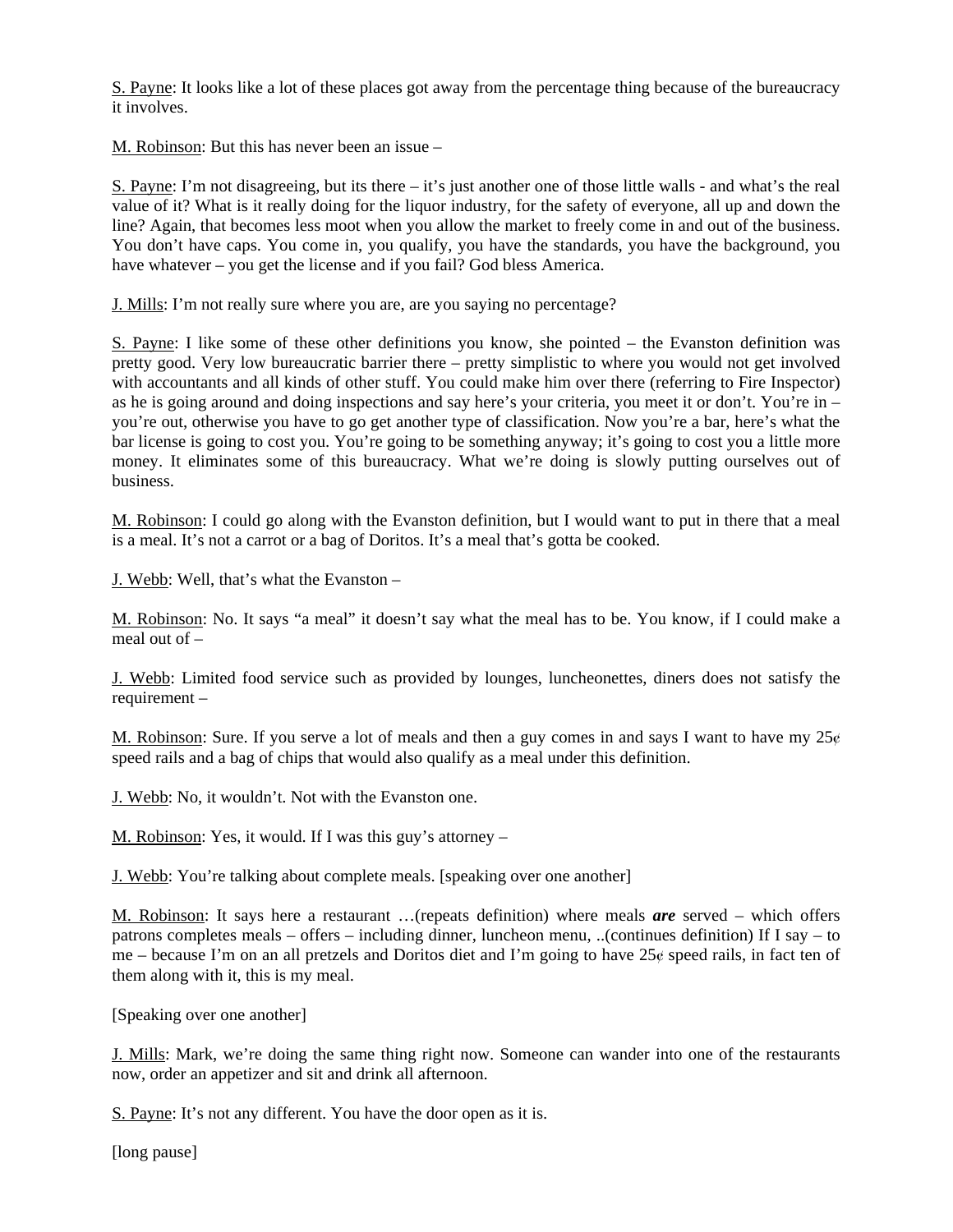S. Payne: It looks like a lot of these places got away from the percentage thing because of the bureaucracy it involves.

M. Robinson: But this has never been an issue –

S. Payne: I'm not disagreeing, but its there – it's just another one of those little walls - and what's the real value of it? What is it really doing for the liquor industry, for the safety of everyone, all up and down the line? Again, that becomes less moot when you allow the market to freely come in and out of the business. You don't have caps. You come in, you qualify, you have the standards, you have the background, you have whatever – you get the license and if you fail? God bless America.

J. Mills: I'm not really sure where you are, are you saying no percentage?

S. Payne: I like some of these other definitions you know, she pointed – the Evanston definition was pretty good. Very low bureaucratic barrier there – pretty simplistic to where you would not get involved with accountants and all kinds of other stuff. You could make him over there (referring to Fire Inspector) as he is going around and doing inspections and say here's your criteria, you meet it or don't. You're in – you're out, otherwise you have to go get another type of classification. Now you're a bar, here's what the bar license is going to cost you. You're going to be something anyway; it's going to cost you a little more money. It eliminates some of this bureaucracy. What we're doing is slowly putting ourselves out of business.

M. Robinson: I could go along with the Evanston definition, but I would want to put in there that a meal is a meal. It's not a carrot or a bag of Doritos. It's a meal that's gotta be cooked.

J. Webb: Well, that's what the Evanston –

M. Robinson: No. It says "a meal" it doesn't say what the meal has to be. You know, if I could make a meal out of –

J. Webb: Limited food service such as provided by lounges, luncheonettes, diners does not satisfy the requirement –

M. Robinson: Sure. If you serve a lot of meals and then a guy comes in and says I want to have my 25¢ speed rails and a bag of chips that would also qualify as a meal under this definition.

J. Webb: No, it wouldn't. Not with the Evanston one.

M. Robinson: Yes, it would. If I was this guy's attorney –

J. Webb: You're talking about complete meals. [speaking over one another]

M. Robinson: It says here a restaurant …(repeats definition) where meals ***are*** served – which offers patrons completes meals – offers – including dinner, luncheon menu, ..(continues definition) If I say – to me – because I'm on an all pretzels and Doritos diet and I'm going to have 25¢ speed rails, in fact ten of them along with it, this is my meal.

[Speaking over one another]

J. Mills: Mark, we're doing the same thing right now. Someone can wander into one of the restaurants now, order an appetizer and sit and drink all afternoon.

S. Payne: It's not any different. You have the door open as it is.

[long pause]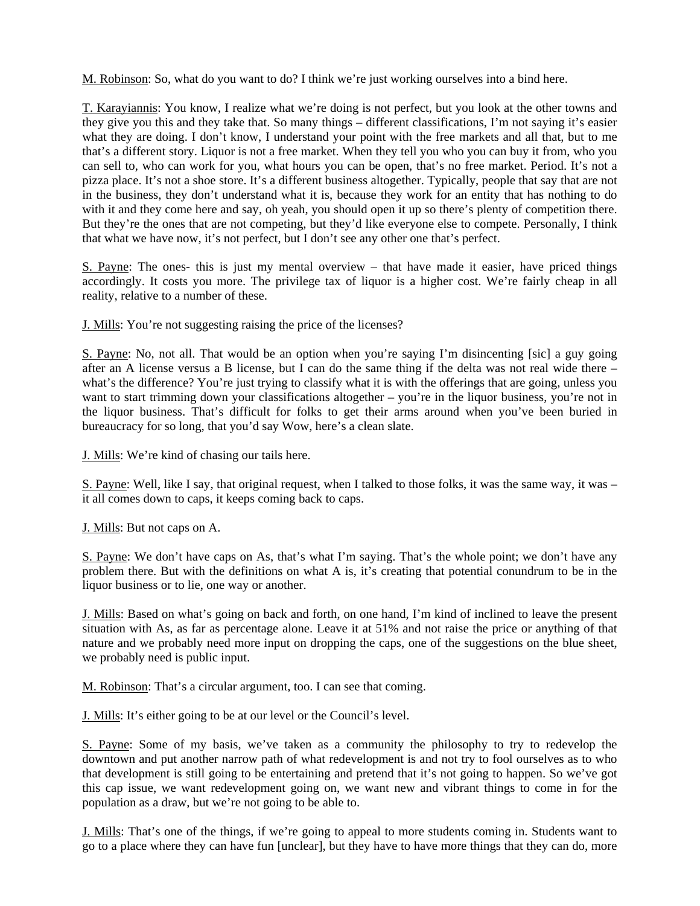M. Robinson: So, what do you want to do? I think we're just working ourselves into a bind here.

T. Karayiannis: You know, I realize what we're doing is not perfect, but you look at the other towns and they give you this and they take that. So many things – different classifications, I'm not saying it's easier what they are doing. I don't know, I understand your point with the free markets and all that, but to me that's a different story. Liquor is not a free market. When they tell you who you can buy it from, who you can sell to, who can work for you, what hours you can be open, that's no free market. Period. It's not a pizza place. It's not a shoe store. It's a different business altogether. Typically, people that say that are not in the business, they don't understand what it is, because they work for an entity that has nothing to do with it and they come here and say, oh yeah, you should open it up so there's plenty of competition there. But they're the ones that are not competing, but they'd like everyone else to compete. Personally, I think that what we have now, it's not perfect, but I don't see any other one that's perfect.

S. Payne: The ones- this is just my mental overview – that have made it easier, have priced things accordingly. It costs you more. The privilege tax of liquor is a higher cost. We're fairly cheap in all reality, relative to a number of these.

J. Mills: You're not suggesting raising the price of the licenses?

S. Payne: No, not all. That would be an option when you're saying I'm disincenting [sic] a guy going after an A license versus a B license, but I can do the same thing if the delta was not real wide there – what's the difference? You're just trying to classify what it is with the offerings that are going, unless you want to start trimming down your classifications altogether – you're in the liquor business, you're not in the liquor business. That's difficult for folks to get their arms around when you've been buried in bureaucracy for so long, that you'd say Wow, here's a clean slate.

J. Mills: We're kind of chasing our tails here.

S. Payne: Well, like I say, that original request, when I talked to those folks, it was the same way, it was – it all comes down to caps, it keeps coming back to caps.

J. Mills: But not caps on A.

S. Payne: We don't have caps on As, that's what I'm saying. That's the whole point; we don't have any problem there. But with the definitions on what A is, it's creating that potential conundrum to be in the liquor business or to lie, one way or another.

J. Mills: Based on what's going on back and forth, on one hand, I'm kind of inclined to leave the present situation with As, as far as percentage alone. Leave it at 51% and not raise the price or anything of that nature and we probably need more input on dropping the caps, one of the suggestions on the blue sheet, we probably need is public input.

M. Robinson: That's a circular argument, too. I can see that coming.

J. Mills: It's either going to be at our level or the Council's level.

S. Payne: Some of my basis, we've taken as a community the philosophy to try to redevelop the downtown and put another narrow path of what redevelopment is and not try to fool ourselves as to who that development is still going to be entertaining and pretend that it's not going to happen. So we've got this cap issue, we want redevelopment going on, we want new and vibrant things to come in for the population as a draw, but we're not going to be able to.

J. Mills: That's one of the things, if we're going to appeal to more students coming in. Students want to go to a place where they can have fun [unclear], but they have to have more things that they can do, more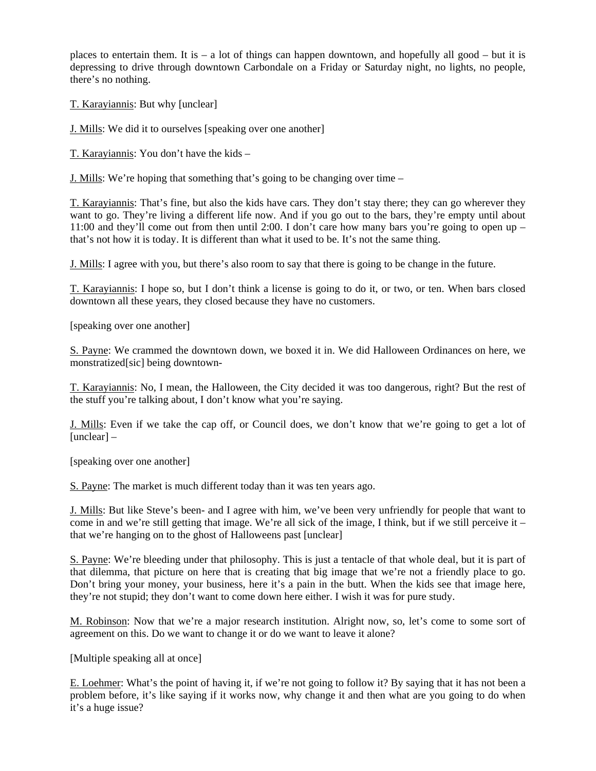places to entertain them. It is – a lot of things can happen downtown, and hopefully all good – but it is depressing to drive through downtown Carbondale on a Friday or Saturday night, no lights, no people, there's no nothing.

T. Karayiannis: But why [unclear]

J. Mills: We did it to ourselves [speaking over one another]

T. Karayiannis: You don't have the kids –

J. Mills: We're hoping that something that's going to be changing over time –

T. Karayiannis: That's fine, but also the kids have cars. They don't stay there; they can go wherever they want to go. They're living a different life now. And if you go out to the bars, they're empty until about 11:00 and they'll come out from then until 2:00. I don't care how many bars you're going to open up – that's not how it is today. It is different than what it used to be. It's not the same thing.

J. Mills: I agree with you, but there's also room to say that there is going to be change in the future.

T. Karayiannis: I hope so, but I don't think a license is going to do it, or two, or ten. When bars closed downtown all these years, they closed because they have no customers.

[speaking over one another]

S. Payne: We crammed the downtown down, we boxed it in. We did Halloween Ordinances on here, we monstratized[sic] being downtown-

T. Karayiannis: No, I mean, the Halloween, the City decided it was too dangerous, right? But the rest of the stuff you're talking about, I don't know what you're saying.

J. Mills: Even if we take the cap off, or Council does, we don't know that we're going to get a lot of [unclear] –

[speaking over one another]

S. Payne: The market is much different today than it was ten years ago.

J. Mills: But like Steve's been- and I agree with him, we've been very unfriendly for people that want to come in and we're still getting that image. We're all sick of the image, I think, but if we still perceive it – that we're hanging on to the ghost of Halloweens past [unclear]

S. Payne: We're bleeding under that philosophy. This is just a tentacle of that whole deal, but it is part of that dilemma, that picture on here that is creating that big image that we're not a friendly place to go. Don't bring your money, your business, here it's a pain in the butt. When the kids see that image here, they're not stupid; they don't want to come down here either. I wish it was for pure study.

M. Robinson: Now that we're a major research institution. Alright now, so, let's come to some sort of agreement on this. Do we want to change it or do we want to leave it alone?

[Multiple speaking all at once]

E. Loehmer: What's the point of having it, if we're not going to follow it? By saying that it has not been a problem before, it's like saying if it works now, why change it and then what are you going to do when it's a huge issue?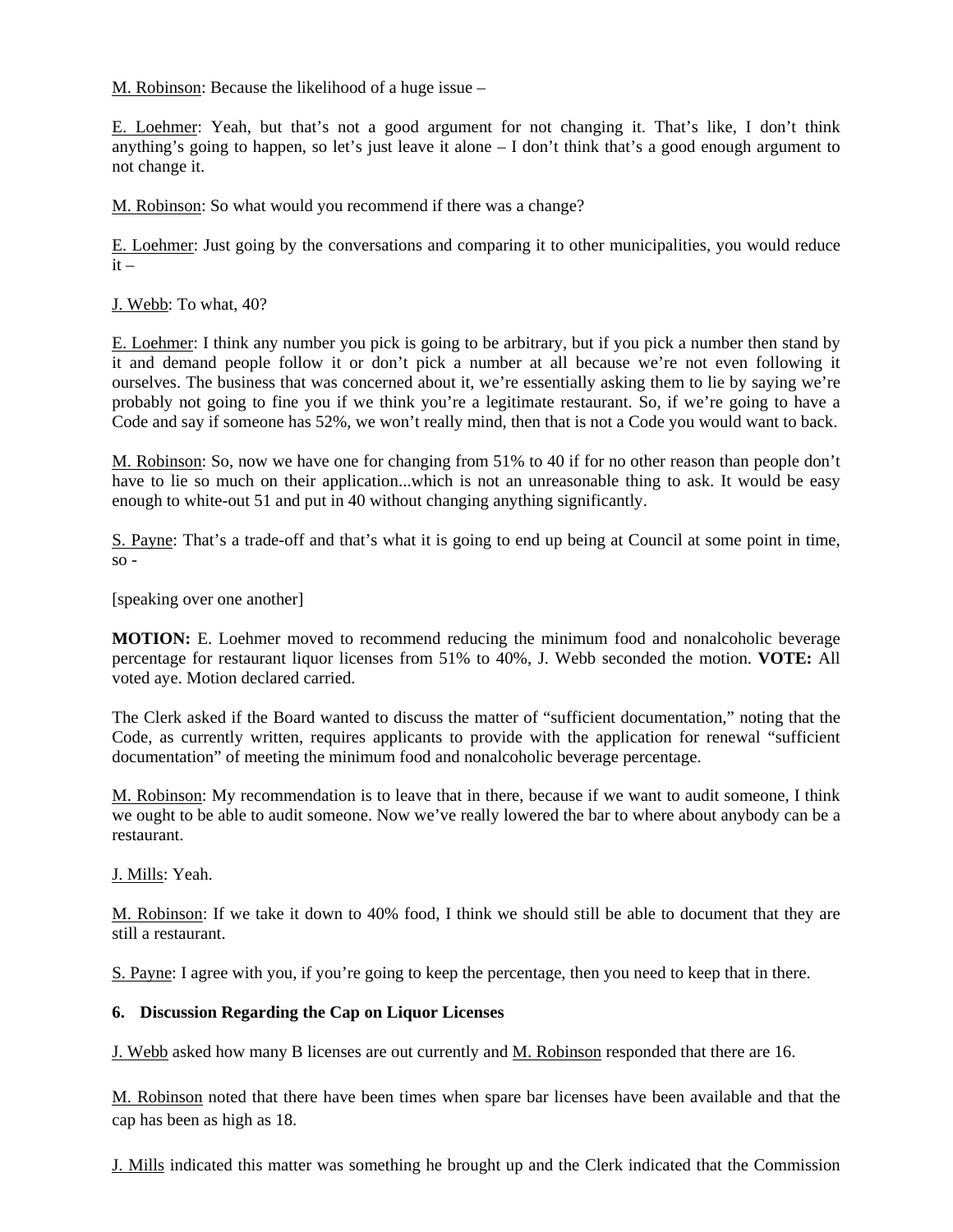M. Robinson: Because the likelihood of a huge issue –

E. Loehmer: Yeah, but that's not a good argument for not changing it. That's like, I don't think anything's going to happen, so let's just leave it alone – I don't think that's a good enough argument to not change it.

M. Robinson: So what would you recommend if there was a change?

E. Loehmer: Just going by the conversations and comparing it to other municipalities, you would reduce it –

J. Webb: To what, 40?

E. Loehmer: I think any number you pick is going to be arbitrary, but if you pick a number then stand by it and demand people follow it or don't pick a number at all because we're not even following it ourselves. The business that was concerned about it, we're essentially asking them to lie by saying we're probably not going to fine you if we think you're a legitimate restaurant. So, if we're going to have a Code and say if someone has 52%, we won't really mind, then that is not a Code you would want to back.

M. Robinson: So, now we have one for changing from 51% to 40 if for no other reason than people don't have to lie so much on their application...which is not an unreasonable thing to ask. It would be easy enough to white-out 51 and put in 40 without changing anything significantly.

S. Payne: That's a trade-off and that's what it is going to end up being at Council at some point in time, so -

[speaking over one another]

**MOTION:** E. Loehmer moved to recommend reducing the minimum food and nonalcoholic beverage percentage for restaurant liquor licenses from 51% to 40%, J. Webb seconded the motion. **VOTE:** All voted aye. Motion declared carried.

The Clerk asked if the Board wanted to discuss the matter of "sufficient documentation," noting that the Code, as currently written, requires applicants to provide with the application for renewal "sufficient documentation" of meeting the minimum food and nonalcoholic beverage percentage.

M. Robinson: My recommendation is to leave that in there, because if we want to audit someone, I think we ought to be able to audit someone. Now we've really lowered the bar to where about anybody can be a restaurant.

J. Mills: Yeah.

M. Robinson: If we take it down to 40% food, I think we should still be able to document that they are still a restaurant.

S. Payne: I agree with you, if you're going to keep the percentage, then you need to keep that in there.

**6. Discussion Regarding the Cap on Liquor Licenses**

J. Webb asked how many B licenses are out currently and M. Robinson responded that there are 16.

M. Robinson noted that there have been times when spare bar licenses have been available and that the cap has been as high as 18.

J. Mills indicated this matter was something he brought up and the Clerk indicated that the Commission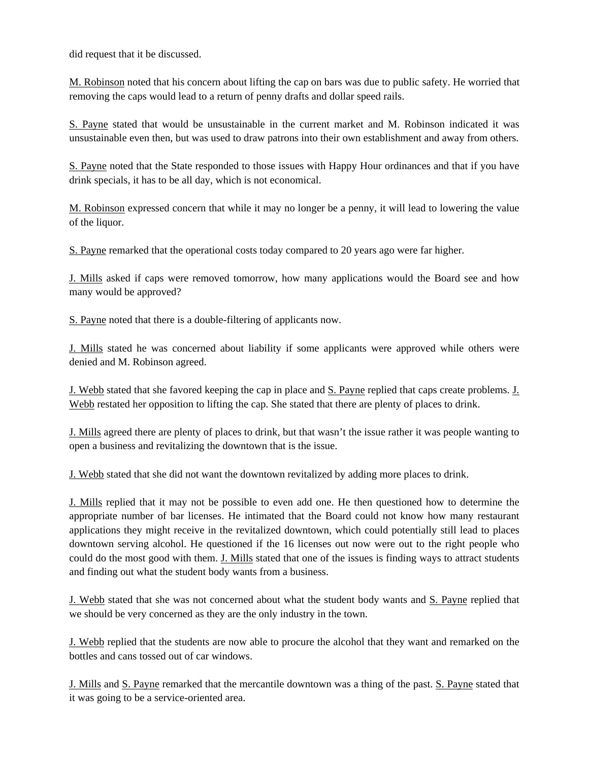did request that it be discussed.

M. Robinson noted that his concern about lifting the cap on bars was due to public safety. He worried that removing the caps would lead to a return of penny drafts and dollar speed rails.

S. Payne stated that would be unsustainable in the current market and M. Robinson indicated it was unsustainable even then, but was used to draw patrons into their own establishment and away from others.

S. Payne noted that the State responded to those issues with Happy Hour ordinances and that if you have drink specials, it has to be all day, which is not economical.

M. Robinson expressed concern that while it may no longer be a penny, it will lead to lowering the value of the liquor.

S. Payne remarked that the operational costs today compared to 20 years ago were far higher.

J. Mills asked if caps were removed tomorrow, how many applications would the Board see and how many would be approved?

S. Payne noted that there is a double-filtering of applicants now.

J. Mills stated he was concerned about liability if some applicants were approved while others were denied and M. Robinson agreed.

J. Webb stated that she favored keeping the cap in place and S. Payne replied that caps create problems. J. Webb restated her opposition to lifting the cap. She stated that there are plenty of places to drink.

J. Mills agreed there are plenty of places to drink, but that wasn't the issue rather it was people wanting to open a business and revitalizing the downtown that is the issue.

J. Webb stated that she did not want the downtown revitalized by adding more places to drink.

J. Mills replied that it may not be possible to even add one. He then questioned how to determine the appropriate number of bar licenses. He intimated that the Board could not know how many restaurant applications they might receive in the revitalized downtown, which could potentially still lead to places downtown serving alcohol. He questioned if the 16 licenses out now were out to the right people who could do the most good with them. J. Mills stated that one of the issues is finding ways to attract students and finding out what the student body wants from a business.

J. Webb stated that she was not concerned about what the student body wants and S. Payne replied that we should be very concerned as they are the only industry in the town.

J. Webb replied that the students are now able to procure the alcohol that they want and remarked on the bottles and cans tossed out of car windows.

J. Mills and S. Payne remarked that the mercantile downtown was a thing of the past. S. Payne stated that it was going to be a service-oriented area.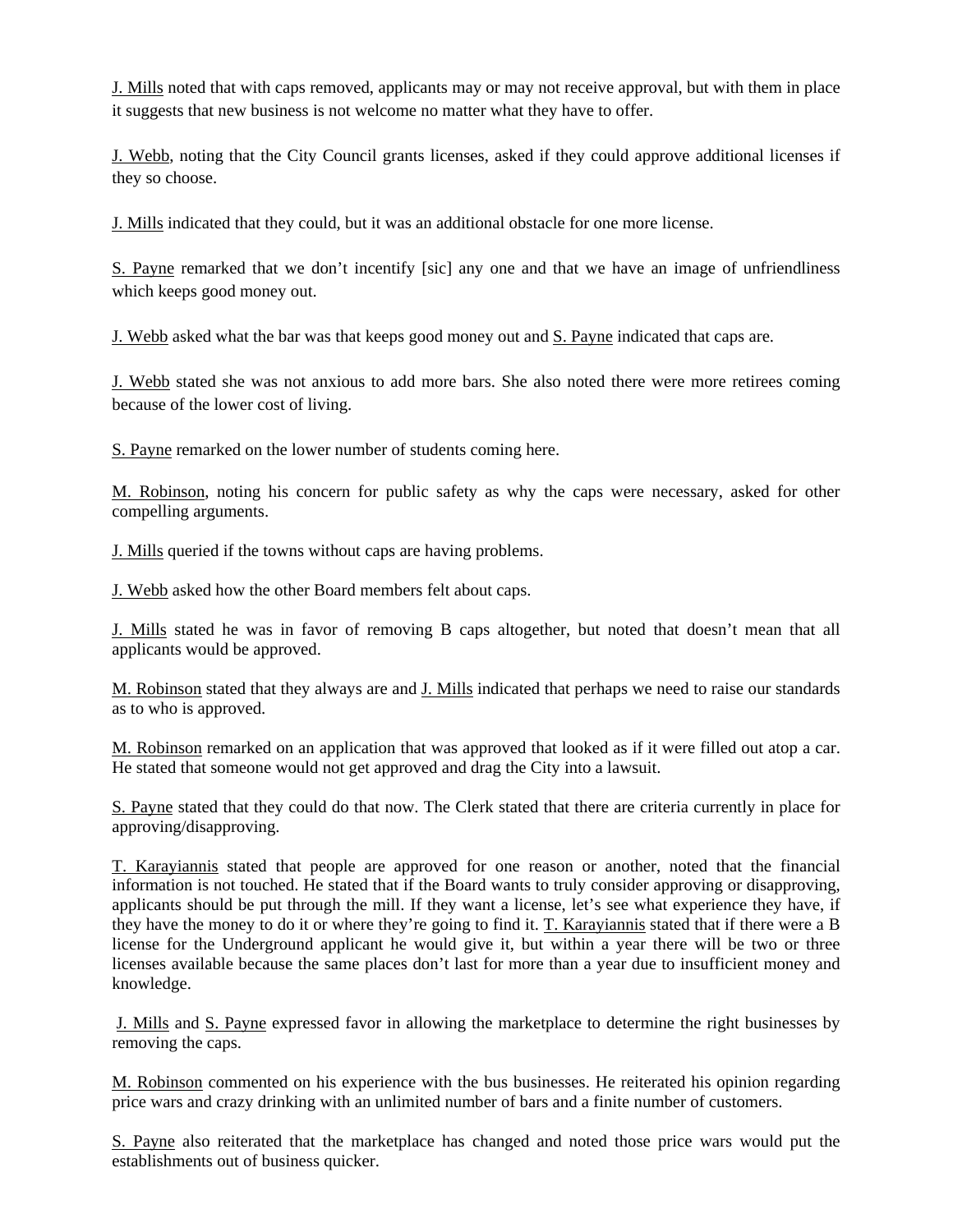J. Mills noted that with caps removed, applicants may or may not receive approval, but with them in place it suggests that new business is not welcome no matter what they have to offer.

J. Webb, noting that the City Council grants licenses, asked if they could approve additional licenses if they so choose.

J. Mills indicated that they could, but it was an additional obstacle for one more license.

S. Payne remarked that we don't incentify [sic] any one and that we have an image of unfriendliness which keeps good money out.

J. Webb asked what the bar was that keeps good money out and S. Payne indicated that caps are.

J. Webb stated she was not anxious to add more bars. She also noted there were more retirees coming because of the lower cost of living.

S. Payne remarked on the lower number of students coming here.

M. Robinson, noting his concern for public safety as why the caps were necessary, asked for other compelling arguments.

J. Mills queried if the towns without caps are having problems.

J. Webb asked how the other Board members felt about caps.

J. Mills stated he was in favor of removing B caps altogether, but noted that doesn't mean that all applicants would be approved.

M. Robinson stated that they always are and J. Mills indicated that perhaps we need to raise our standards as to who is approved.

M. Robinson remarked on an application that was approved that looked as if it were filled out atop a car. He stated that someone would not get approved and drag the City into a lawsuit.

S. Payne stated that they could do that now. The Clerk stated that there are criteria currently in place for approving/disapproving.

T. Karayiannis stated that people are approved for one reason or another, noted that the financial information is not touched. He stated that if the Board wants to truly consider approving or disapproving, applicants should be put through the mill. If they want a license, let's see what experience they have, if they have the money to do it or where they're going to find it. T. Karayiannis stated that if there were a B license for the Underground applicant he would give it, but within a year there will be two or three licenses available because the same places don't last for more than a year due to insufficient money and knowledge.

J. Mills and S. Payne expressed favor in allowing the marketplace to determine the right businesses by removing the caps.

M. Robinson commented on his experience with the bus businesses. He reiterated his opinion regarding price wars and crazy drinking with an unlimited number of bars and a finite number of customers.

S. Payne also reiterated that the marketplace has changed and noted those price wars would put the establishments out of business quicker.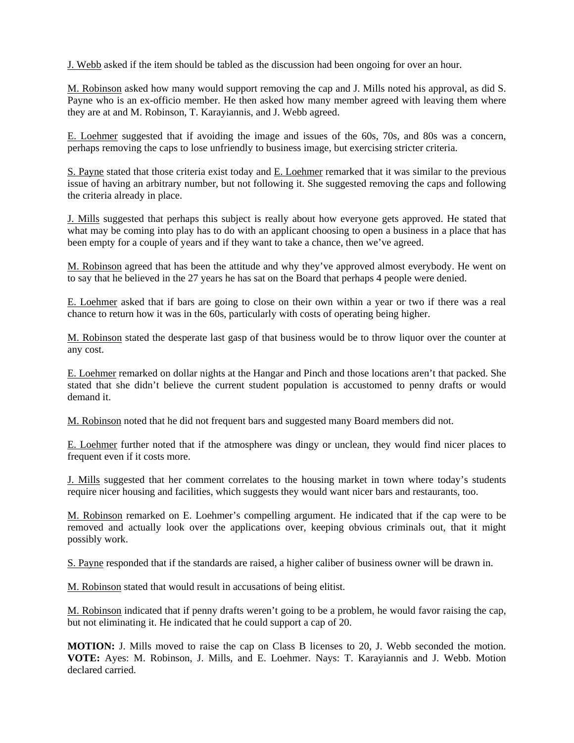J. Webb asked if the item should be tabled as the discussion had been ongoing for over an hour.

M. Robinson asked how many would support removing the cap and J. Mills noted his approval, as did S. Payne who is an ex-officio member. He then asked how many member agreed with leaving them where they are at and M. Robinson, T. Karayiannis, and J. Webb agreed.

E. Loehmer suggested that if avoiding the image and issues of the 60s, 70s, and 80s was a concern, perhaps removing the caps to lose unfriendly to business image, but exercising stricter criteria.

S. Payne stated that those criteria exist today and E. Loehmer remarked that it was similar to the previous issue of having an arbitrary number, but not following it. She suggested removing the caps and following the criteria already in place.

J. Mills suggested that perhaps this subject is really about how everyone gets approved. He stated that what may be coming into play has to do with an applicant choosing to open a business in a place that has been empty for a couple of years and if they want to take a chance, then we've agreed.

M. Robinson agreed that has been the attitude and why they've approved almost everybody. He went on to say that he believed in the 27 years he has sat on the Board that perhaps 4 people were denied.

E. Loehmer asked that if bars are going to close on their own within a year or two if there was a real chance to return how it was in the 60s, particularly with costs of operating being higher.

M. Robinson stated the desperate last gasp of that business would be to throw liquor over the counter at any cost.

E. Loehmer remarked on dollar nights at the Hangar and Pinch and those locations aren't that packed. She stated that she didn't believe the current student population is accustomed to penny drafts or would demand it.

M. Robinson noted that he did not frequent bars and suggested many Board members did not.

E. Loehmer further noted that if the atmosphere was dingy or unclean, they would find nicer places to frequent even if it costs more.

J. Mills suggested that her comment correlates to the housing market in town where today's students require nicer housing and facilities, which suggests they would want nicer bars and restaurants, too.

M. Robinson remarked on E. Loehmer's compelling argument. He indicated that if the cap were to be removed and actually look over the applications over, keeping obvious criminals out, that it might possibly work.

S. Payne responded that if the standards are raised, a higher caliber of business owner will be drawn in.

M. Robinson stated that would result in accusations of being elitist.

M. Robinson indicated that if penny drafts weren't going to be a problem, he would favor raising the cap, but not eliminating it. He indicated that he could support a cap of 20.

**MOTION:** J. Mills moved to raise the cap on Class B licenses to 20, J. Webb seconded the motion. **VOTE:** Ayes: M. Robinson, J. Mills, and E. Loehmer. Nays: T. Karayiannis and J. Webb. Motion declared carried.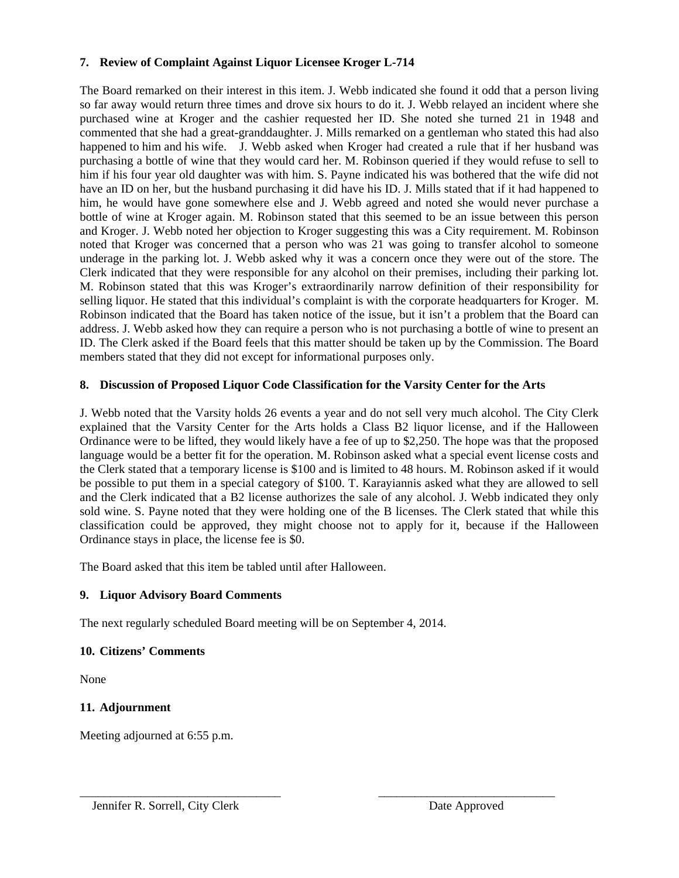**7. Review of Complaint Against Liquor Licensee Kroger L-714**

The Board remarked on their interest in this item. J. Webb indicated she found it odd that a person living so far away would return three times and drove six hours to do it. J. Webb relayed an incident where she purchased wine at Kroger and the cashier requested her ID. She noted she turned 21 in 1948 and commented that she had a great-granddaughter. J. Mills remarked on a gentleman who stated this had also happened to him and his wife. J. Webb asked when Kroger had created a rule that if her husband was purchasing a bottle of wine that they would card her. M. Robinson queried if they would refuse to sell to him if his four year old daughter was with him. S. Payne indicated his was bothered that the wife did not have an ID on her, but the husband purchasing it did have his ID. J. Mills stated that if it had happened to him, he would have gone somewhere else and J. Webb agreed and noted she would never purchase a bottle of wine at Kroger again. M. Robinson stated that this seemed to be an issue between this person and Kroger. J. Webb noted her objection to Kroger suggesting this was a City requirement. M. Robinson noted that Kroger was concerned that a person who was 21 was going to transfer alcohol to someone underage in the parking lot. J. Webb asked why it was a concern once they were out of the store. The Clerk indicated that they were responsible for any alcohol on their premises, including their parking lot. M. Robinson stated that this was Kroger's extraordinarily narrow definition of their responsibility for selling liquor. He stated that this individual's complaint is with the corporate headquarters for Kroger. M. Robinson indicated that the Board has taken notice of the issue, but it isn't a problem that the Board can address. J. Webb asked how they can require a person who is not purchasing a bottle of wine to present an ID. The Clerk asked if the Board feels that this matter should be taken up by the Commission. The Board members stated that they did not except for informational purposes only.

**8. Discussion of Proposed Liquor Code Classification for the Varsity Center for the Arts**

J. Webb noted that the Varsity holds 26 events a year and do not sell very much alcohol. The City Clerk explained that the Varsity Center for the Arts holds a Class B2 liquor license, and if the Halloween Ordinance were to be lifted, they would likely have a fee of up to $2,250. The hope was that the proposed language would be a better fit for the operation. M. Robinson asked what a special event license costs and the Clerk stated that a temporary license is $100 and is limited to 48 hours. M. Robinson asked if it would be possible to put them in a special category of $100. T. Karayiannis asked what they are allowed to sell and the Clerk indicated that a B2 license authorizes the sale of any alcohol. J. Webb indicated they only sold wine. S. Payne noted that they were holding one of the B licenses. The Clerk stated that while this classification could be approved, they might choose not to apply for it, because if the Halloween Ordinance stays in place, the license fee is $0.

The Board asked that this item be tabled until after Halloween.

**9. Liquor Advisory Board Comments**

The next regularly scheduled Board meeting will be on September 4, 2014.

**10. Citizens' Comments**

None

**11. Adjournment**

Meeting adjourned at 6:55 p.m.

\_\_\_\_\_\_\_\_\_\_\_\_\_\_\_\_\_\_\_\_\_\_\_\_\_\_\_\_\_\_\_\_\_\_\_ &nbsp;&nbsp;&nbsp;&nbsp; \_\_\_\_\_\_\_\_\_\_\_\_\_\_\_\_\_\_\_\_\_\_\_\_\_\_\_\_\_\_\_

Jennifer R. Sorrell, City Clerk &nbsp;&nbsp;&nbsp;&nbsp; Date Approved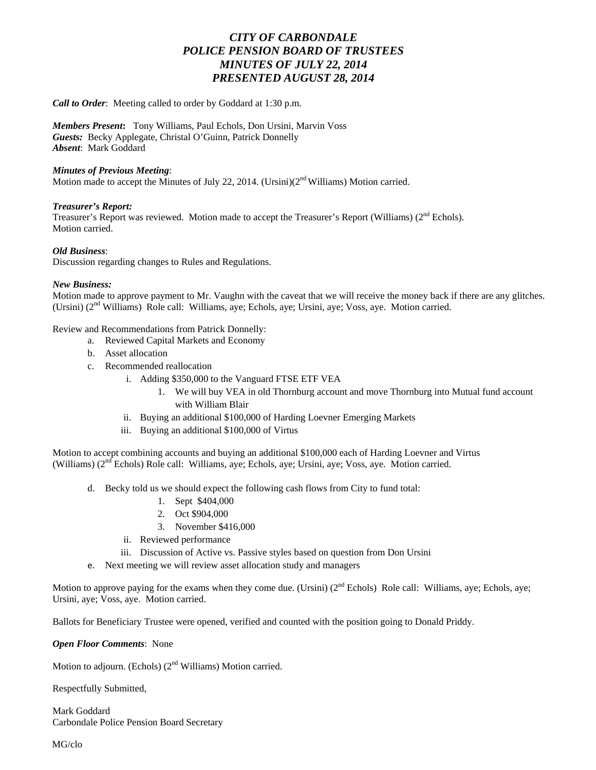# *CITY OF CARBONDALE*
# *POLICE PENSION BOARD OF TRUSTEES*
# *MINUTES OF JULY 22, 2014*
# *PRESENTED AUGUST 28, 2014*

***Call to Order***: Meeting called to order by Goddard at 1:30 p.m.

***Members Present*:** Tony Williams, Paul Echols, Don Ursini, Marvin Voss
***Guests:*** Becky Applegate, Christal O'Guinn, Patrick Donnelly
***Absent***: Mark Goddard

***Minutes of Previous Meeting***:
Motion made to accept the Minutes of July 22, 2014. (Ursini)(2nd Williams) Motion carried.

***Treasurer's Report:***
Treasurer's Report was reviewed. Motion made to accept the Treasurer's Report (Williams) (2nd Echols). Motion carried.

***Old Business***:
Discussion regarding changes to Rules and Regulations.

***New Business:***
Motion made to approve payment to Mr. Vaughn with the caveat that we will receive the money back if there are any glitches. (Ursini) (2nd Williams) Role call: Williams, aye; Echols, aye; Ursini, aye; Voss, aye. Motion carried.

Review and Recommendations from Patrick Donnelly:

a. Reviewed Capital Markets and Economy
b. Asset allocation
c. Recommended reallocation
   i. Adding $350,000 to the Vanguard FTSE ETF VEA
      1. We will buy VEA in old Thornburg account and move Thornburg into Mutual fund account with William Blair
   ii. Buying an additional $100,000 of Harding Loevner Emerging Markets
   iii. Buying an additional $100,000 of Virtus

Motion to accept combining accounts and buying an additional $100,000 each of Harding Loevner and Virtus (Williams) (2nd Echols) Role call: Williams, aye; Echols, aye; Ursini, aye; Voss, aye. Motion carried.

d. Becky told us we should expect the following cash flows from City to fund total:
      1. Sept $404,000
      2. Oct $904,000
      3. November $416,000
   ii. Reviewed performance
   iii. Discussion of Active vs. Passive styles based on question from Don Ursini
e. Next meeting we will review asset allocation study and managers

Motion to approve paying for the exams when they come due. (Ursini) (2nd Echols) Role call: Williams, aye; Echols, aye; Ursini, aye; Voss, aye. Motion carried.

Ballots for Beneficiary Trustee were opened, verified and counted with the position going to Donald Priddy.

***Open Floor Comments***: None

Motion to adjourn. (Echols) (2nd Williams) Motion carried.

Respectfully Submitted,

Mark Goddard
Carbondale Police Pension Board Secretary

MG/clo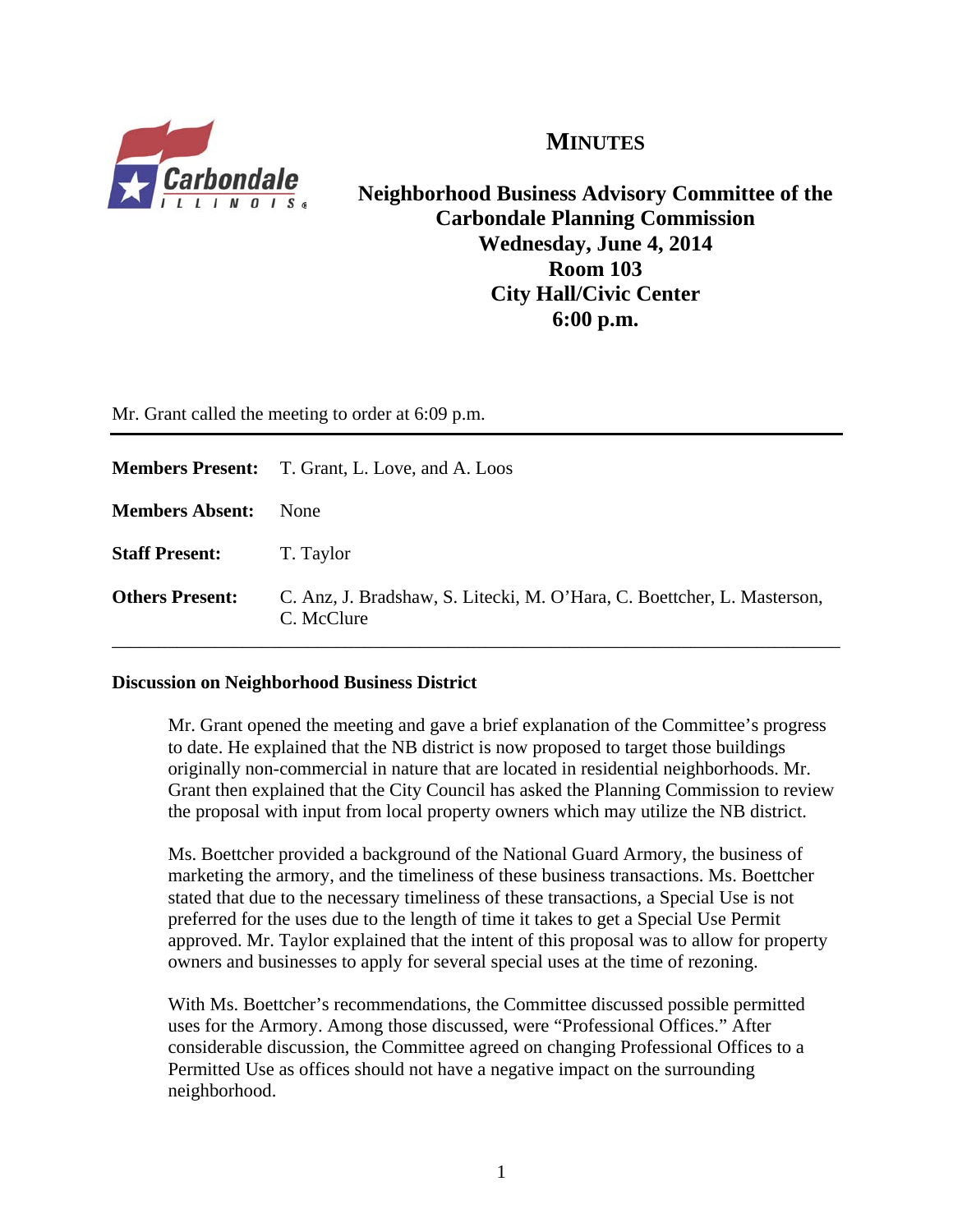# MINUTES

**Neighborhood Business Advisory Committee of the Carbondale Planning Commission**
**Wednesday, June 4, 2014**
**Room 103**
**City Hall/Civic Center**
**6:00 p.m.**

Mr. Grant called the meeting to order at 6:09 p.m.

---

**Members Present:** T. Grant, L. Love, and A. Loos

**Members Absent:** None

**Staff Present:** T. Taylor

**Others Present:** C. Anz, J. Bradshaw, S. Litecki, M. O'Hara, C. Boettcher, L. Masterson, C. McClure

---

**Discussion on Neighborhood Business District**

Mr. Grant opened the meeting and gave a brief explanation of the Committee's progress to date. He explained that the NB district is now proposed to target those buildings originally non-commercial in nature that are located in residential neighborhoods. Mr. Grant then explained that the City Council has asked the Planning Commission to review the proposal with input from local property owners which may utilize the NB district.

Ms. Boettcher provided a background of the National Guard Armory, the business of marketing the armory, and the timeliness of these business transactions. Ms. Boettcher stated that due to the necessary timeliness of these transactions, a Special Use is not preferred for the uses due to the length of time it takes to get a Special Use Permit approved. Mr. Taylor explained that the intent of this proposal was to allow for property owners and businesses to apply for several special uses at the time of rezoning.

With Ms. Boettcher's recommendations, the Committee discussed possible permitted uses for the Armory. Among those discussed, were "Professional Offices." After considerable discussion, the Committee agreed on changing Professional Offices to a Permitted Use as offices should not have a negative impact on the surrounding neighborhood.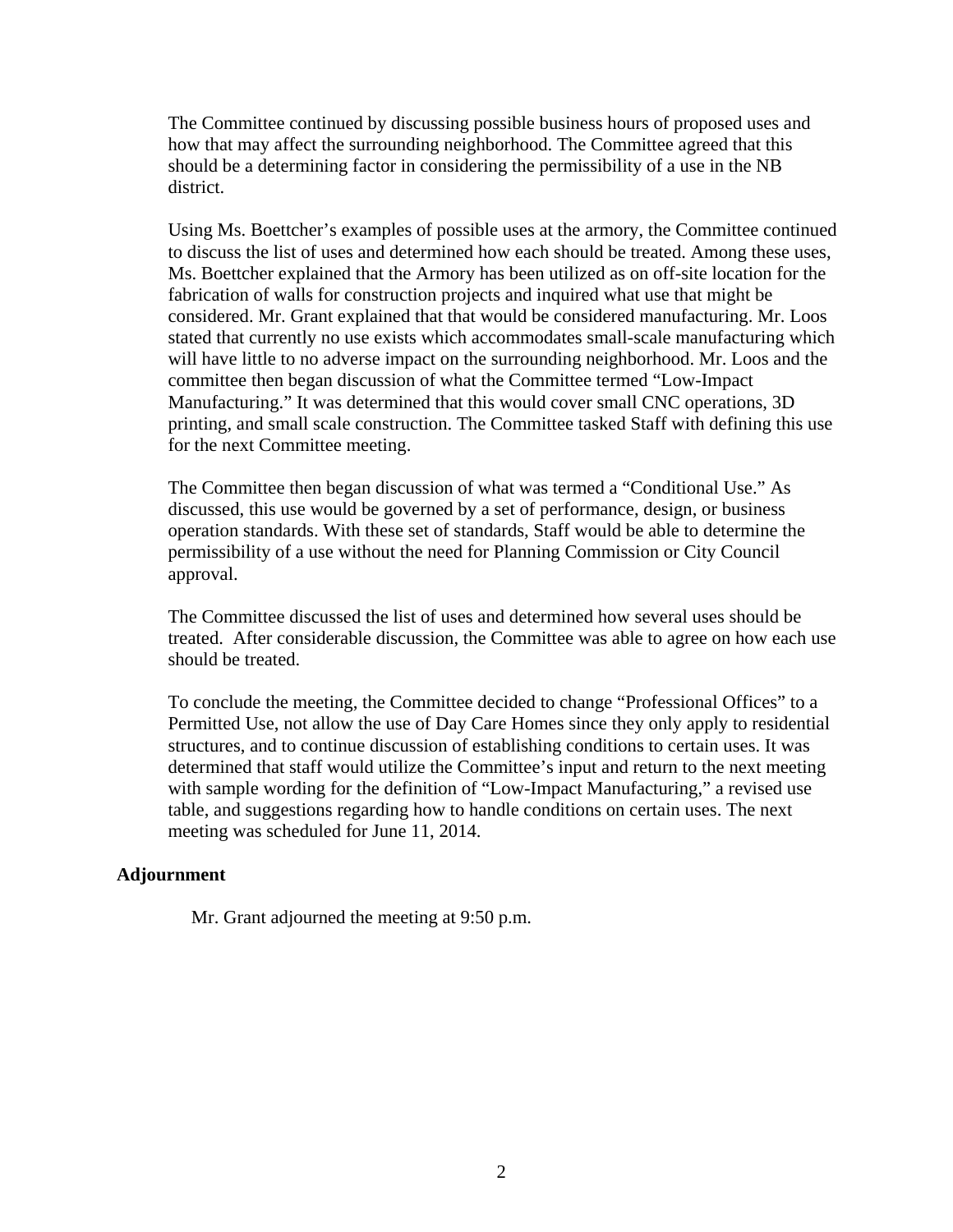The Committee continued by discussing possible business hours of proposed uses and how that may affect the surrounding neighborhood. The Committee agreed that this should be a determining factor in considering the permissibility of a use in the NB district.

Using Ms. Boettcher's examples of possible uses at the armory, the Committee continued to discuss the list of uses and determined how each should be treated. Among these uses, Ms. Boettcher explained that the Armory has been utilized as on off-site location for the fabrication of walls for construction projects and inquired what use that might be considered. Mr. Grant explained that that would be considered manufacturing. Mr. Loos stated that currently no use exists which accommodates small-scale manufacturing which will have little to no adverse impact on the surrounding neighborhood. Mr. Loos and the committee then began discussion of what the Committee termed "Low-Impact Manufacturing." It was determined that this would cover small CNC operations, 3D printing, and small scale construction. The Committee tasked Staff with defining this use for the next Committee meeting.

The Committee then began discussion of what was termed a "Conditional Use." As discussed, this use would be governed by a set of performance, design, or business operation standards. With these set of standards, Staff would be able to determine the permissibility of a use without the need for Planning Commission or City Council approval.

The Committee discussed the list of uses and determined how several uses should be treated. After considerable discussion, the Committee was able to agree on how each use should be treated.

To conclude the meeting, the Committee decided to change "Professional Offices" to a Permitted Use, not allow the use of Day Care Homes since they only apply to residential structures, and to continue discussion of establishing conditions to certain uses. It was determined that staff would utilize the Committee's input and return to the next meeting with sample wording for the definition of "Low-Impact Manufacturing," a revised use table, and suggestions regarding how to handle conditions on certain uses. The next meeting was scheduled for June 11, 2014.

**Adjournment**

Mr. Grant adjourned the meeting at 9:50 p.m.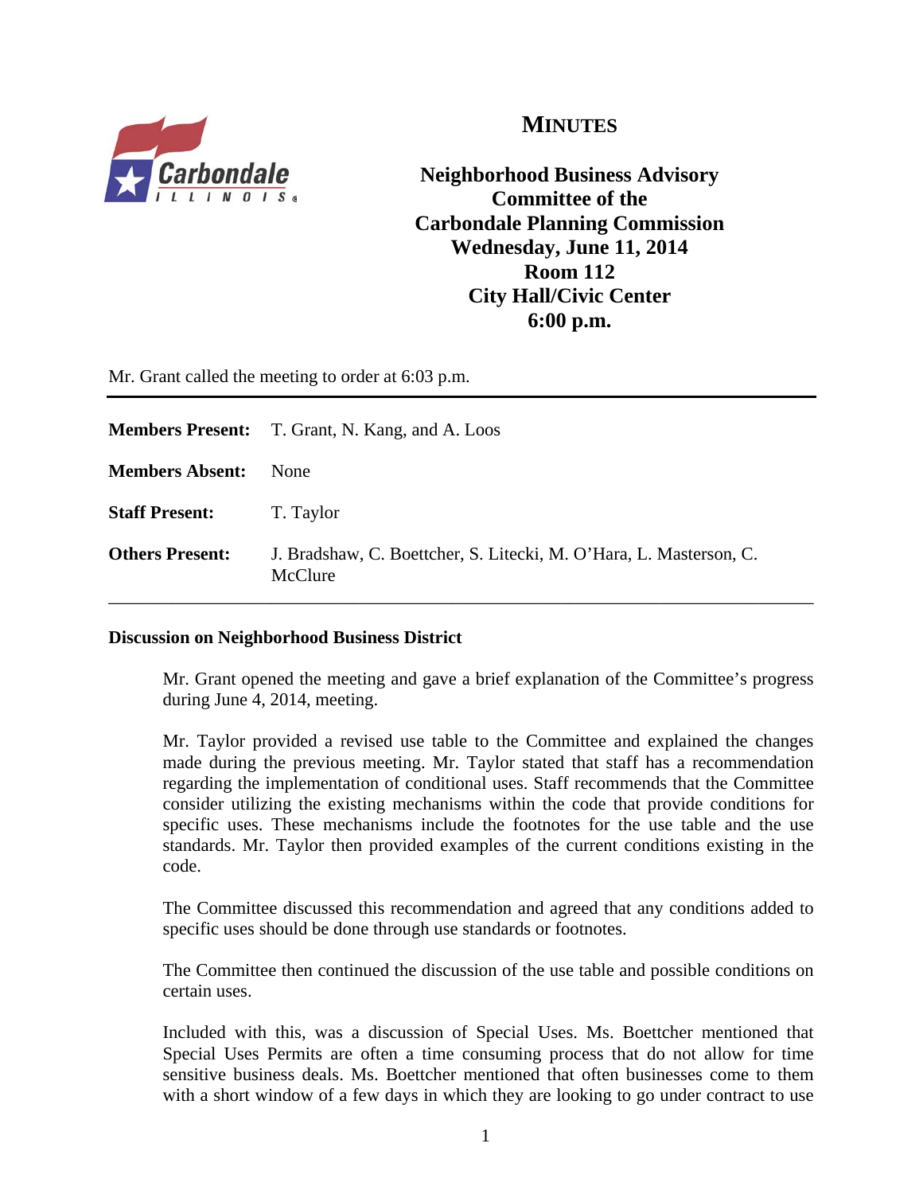# MINUTES

**Neighborhood Business Advisory Committee of the Carbondale Planning Commission**
**Wednesday, June 11, 2014**
**Room 112**
**City Hall/Civic Center**
**6:00 p.m.**

Mr. Grant called the meeting to order at 6:03 p.m.

---

**Members Present:** T. Grant, N. Kang, and A. Loos

**Members Absent:** None

**Staff Present:** T. Taylor

**Others Present:** J. Bradshaw, C. Boettcher, S. Litecki, M. O'Hara, L. Masterson, C. McClure

---

**Discussion on Neighborhood Business District**

Mr. Grant opened the meeting and gave a brief explanation of the Committee's progress during June 4, 2014, meeting.

Mr. Taylor provided a revised use table to the Committee and explained the changes made during the previous meeting. Mr. Taylor stated that staff has a recommendation regarding the implementation of conditional uses. Staff recommends that the Committee consider utilizing the existing mechanisms within the code that provide conditions for specific uses. These mechanisms include the footnotes for the use table and the use standards. Mr. Taylor then provided examples of the current conditions existing in the code.

The Committee discussed this recommendation and agreed that any conditions added to specific uses should be done through use standards or footnotes.

The Committee then continued the discussion of the use table and possible conditions on certain uses.

Included with this, was a discussion of Special Uses. Ms. Boettcher mentioned that Special Uses Permits are often a time consuming process that do not allow for time sensitive business deals. Ms. Boettcher mentioned that often businesses come to them with a short window of a few days in which they are looking to go under contract to use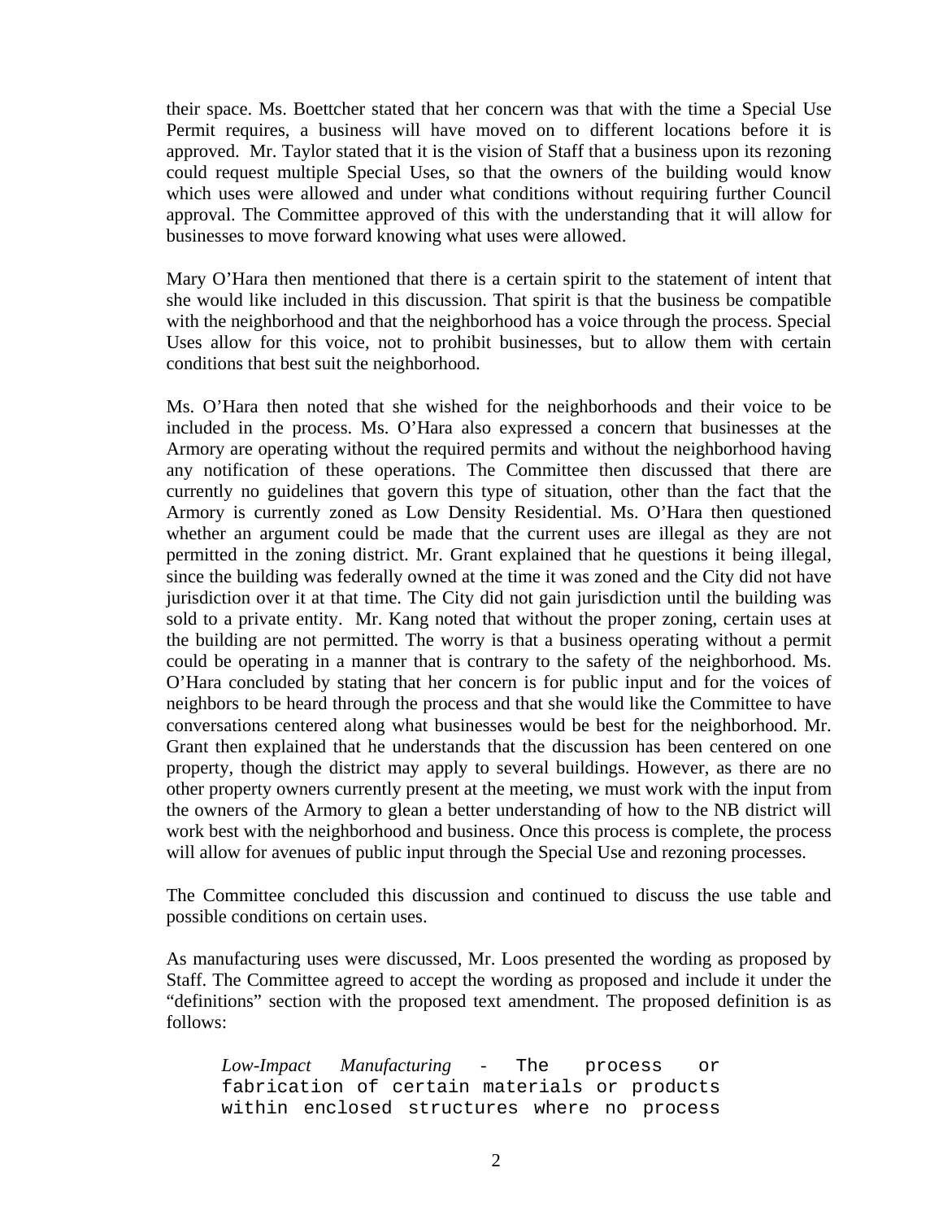their space. Ms. Boettcher stated that her concern was that with the time a Special Use Permit requires, a business will have moved on to different locations before it is approved. Mr. Taylor stated that it is the vision of Staff that a business upon its rezoning could request multiple Special Uses, so that the owners of the building would know which uses were allowed and under what conditions without requiring further Council approval. The Committee approved of this with the understanding that it will allow for businesses to move forward knowing what uses were allowed.

Mary O'Hara then mentioned that there is a certain spirit to the statement of intent that she would like included in this discussion. That spirit is that the business be compatible with the neighborhood and that the neighborhood has a voice through the process. Special Uses allow for this voice, not to prohibit businesses, but to allow them with certain conditions that best suit the neighborhood.

Ms. O'Hara then noted that she wished for the neighborhoods and their voice to be included in the process. Ms. O'Hara also expressed a concern that businesses at the Armory are operating without the required permits and without the neighborhood having any notification of these operations. The Committee then discussed that there are currently no guidelines that govern this type of situation, other than the fact that the Armory is currently zoned as Low Density Residential. Ms. O'Hara then questioned whether an argument could be made that the current uses are illegal as they are not permitted in the zoning district. Mr. Grant explained that he questions it being illegal, since the building was federally owned at the time it was zoned and the City did not have jurisdiction over it at that time. The City did not gain jurisdiction until the building was sold to a private entity. Mr. Kang noted that without the proper zoning, certain uses at the building are not permitted. The worry is that a business operating without a permit could be operating in a manner that is contrary to the safety of the neighborhood. Ms. O'Hara concluded by stating that her concern is for public input and for the voices of neighbors to be heard through the process and that she would like the Committee to have conversations centered along what businesses would be best for the neighborhood. Mr. Grant then explained that he understands that the discussion has been centered on one property, though the district may apply to several buildings. However, as there are no other property owners currently present at the meeting, we must work with the input from the owners of the Armory to glean a better understanding of how to the NB district will work best with the neighborhood and business. Once this process is complete, the process will allow for avenues of public input through the Special Use and rezoning processes.

The Committee concluded this discussion and continued to discuss the use table and possible conditions on certain uses.

As manufacturing uses were discussed, Mr. Loos presented the wording as proposed by Staff. The Committee agreed to accept the wording as proposed and include it under the "definitions" section with the proposed text amendment. The proposed definition is as follows:

> *Low-Impact Manufacturing* - The process or fabrication of certain materials or products within enclosed structures where no process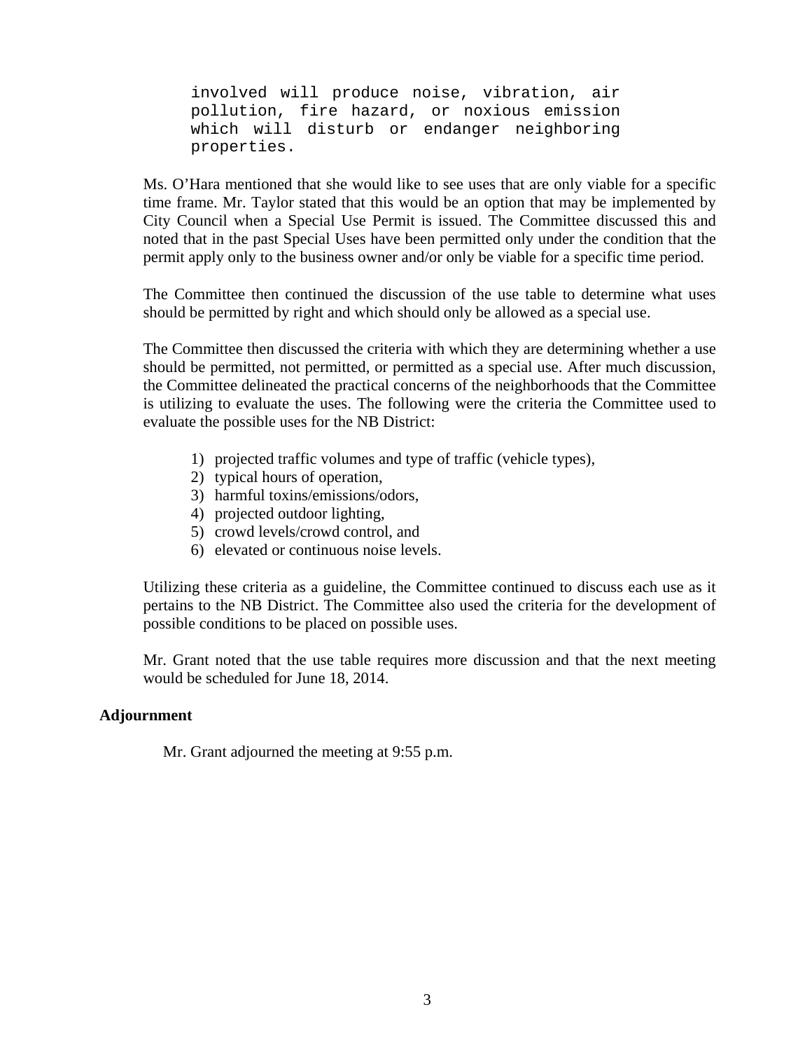> involved will produce noise, vibration, air pollution, fire hazard, or noxious emission which will disturb or endanger neighboring properties.

Ms. O'Hara mentioned that she would like to see uses that are only viable for a specific time frame. Mr. Taylor stated that this would be an option that may be implemented by City Council when a Special Use Permit is issued. The Committee discussed this and noted that in the past Special Uses have been permitted only under the condition that the permit apply only to the business owner and/or only be viable for a specific time period.

The Committee then continued the discussion of the use table to determine what uses should be permitted by right and which should only be allowed as a special use.

The Committee then discussed the criteria with which they are determining whether a use should be permitted, not permitted, or permitted as a special use. After much discussion, the Committee delineated the practical concerns of the neighborhoods that the Committee is utilizing to evaluate the uses. The following were the criteria the Committee used to evaluate the possible uses for the NB District:

1) projected traffic volumes and type of traffic (vehicle types),
2) typical hours of operation,
3) harmful toxins/emissions/odors,
4) projected outdoor lighting,
5) crowd levels/crowd control, and
6) elevated or continuous noise levels.

Utilizing these criteria as a guideline, the Committee continued to discuss each use as it pertains to the NB District. The Committee also used the criteria for the development of possible conditions to be placed on possible uses.

Mr. Grant noted that the use table requires more discussion and that the next meeting would be scheduled for June 18, 2014.

**Adjournment**

Mr. Grant adjourned the meeting at 9:55 p.m.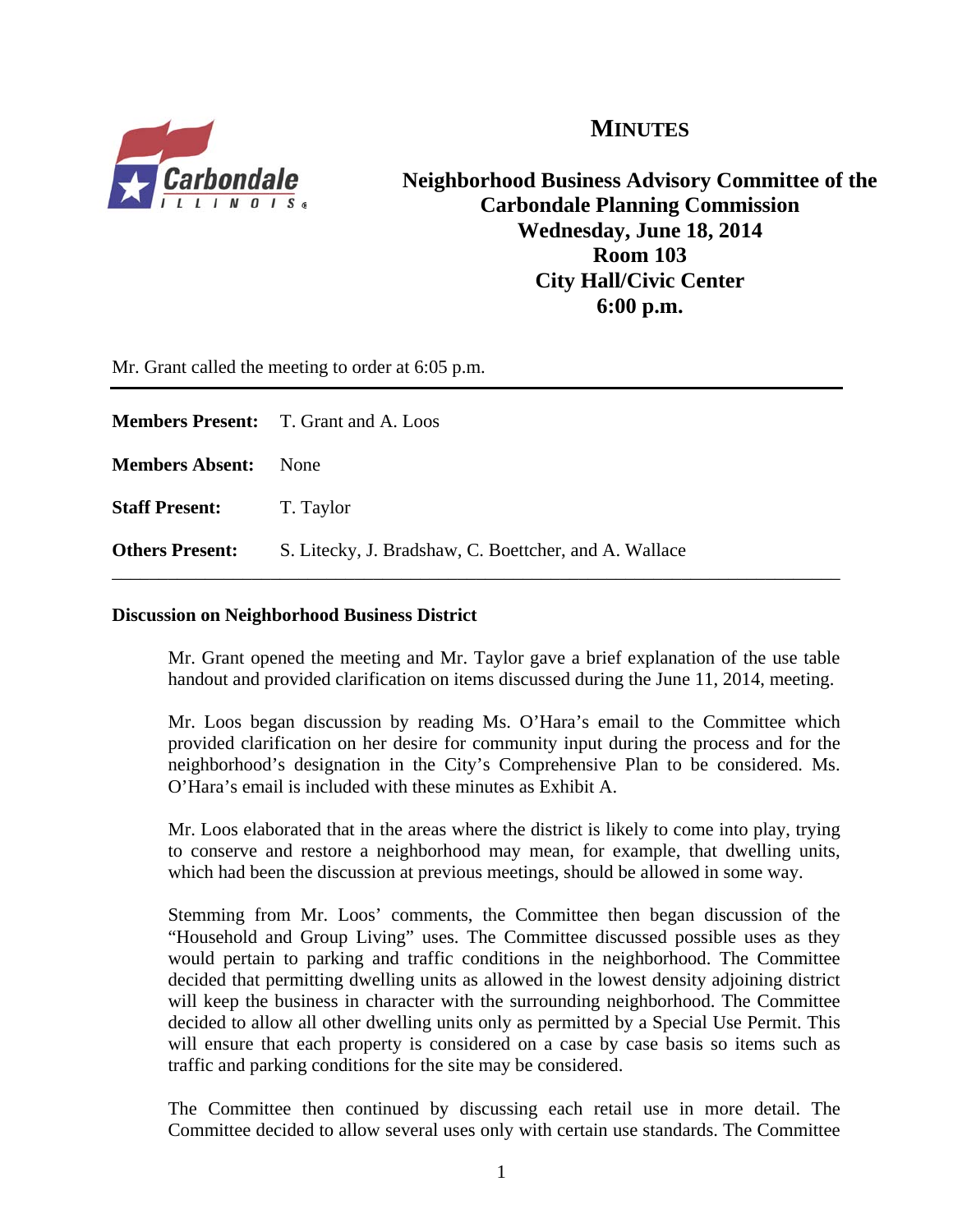# MINUTES

**Neighborhood Business Advisory Committee of the Carbondale Planning Commission**
**Wednesday, June 18, 2014**
**Room 103**
**City Hall/Civic Center**
**6:00 p.m.**

Mr. Grant called the meeting to order at 6:05 p.m.

---

**Members Present:** T. Grant and A. Loos

**Members Absent:** None

**Staff Present:** T. Taylor

**Others Present:** S. Litecky, J. Bradshaw, C. Boettcher, and A. Wallace

---

**Discussion on Neighborhood Business District**

Mr. Grant opened the meeting and Mr. Taylor gave a brief explanation of the use table handout and provided clarification on items discussed during the June 11, 2014, meeting.

Mr. Loos began discussion by reading Ms. O'Hara's email to the Committee which provided clarification on her desire for community input during the process and for the neighborhood's designation in the City's Comprehensive Plan to be considered. Ms. O'Hara's email is included with these minutes as Exhibit A.

Mr. Loos elaborated that in the areas where the district is likely to come into play, trying to conserve and restore a neighborhood may mean, for example, that dwelling units, which had been the discussion at previous meetings, should be allowed in some way.

Stemming from Mr. Loos' comments, the Committee then began discussion of the "Household and Group Living" uses. The Committee discussed possible uses as they would pertain to parking and traffic conditions in the neighborhood. The Committee decided that permitting dwelling units as allowed in the lowest density adjoining district will keep the business in character with the surrounding neighborhood. The Committee decided to allow all other dwelling units only as permitted by a Special Use Permit. This will ensure that each property is considered on a case by case basis so items such as traffic and parking conditions for the site may be considered.

The Committee then continued by discussing each retail use in more detail. The Committee decided to allow several uses only with certain use standards. The Committee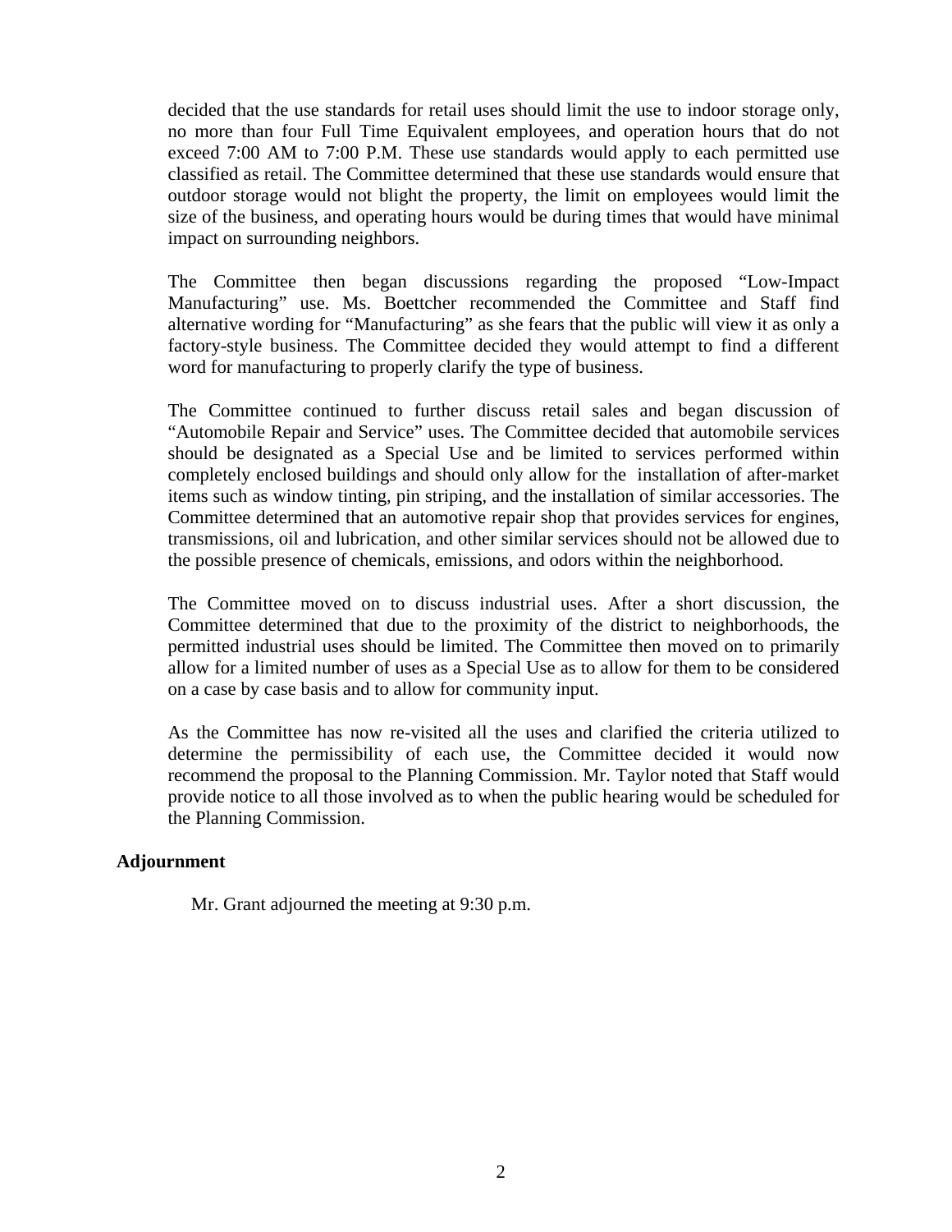decided that the use standards for retail uses should limit the use to indoor storage only, no more than four Full Time Equivalent employees, and operation hours that do not exceed 7:00 AM to 7:00 P.M. These use standards would apply to each permitted use classified as retail. The Committee determined that these use standards would ensure that outdoor storage would not blight the property, the limit on employees would limit the size of the business, and operating hours would be during times that would have minimal impact on surrounding neighbors.

The Committee then began discussions regarding the proposed "Low-Impact Manufacturing" use. Ms. Boettcher recommended the Committee and Staff find alternative wording for "Manufacturing" as she fears that the public will view it as only a factory-style business. The Committee decided they would attempt to find a different word for manufacturing to properly clarify the type of business.

The Committee continued to further discuss retail sales and began discussion of "Automobile Repair and Service" uses. The Committee decided that automobile services should be designated as a Special Use and be limited to services performed within completely enclosed buildings and should only allow for the installation of after-market items such as window tinting, pin striping, and the installation of similar accessories. The Committee determined that an automotive repair shop that provides services for engines, transmissions, oil and lubrication, and other similar services should not be allowed due to the possible presence of chemicals, emissions, and odors within the neighborhood.

The Committee moved on to discuss industrial uses. After a short discussion, the Committee determined that due to the proximity of the district to neighborhoods, the permitted industrial uses should be limited. The Committee then moved on to primarily allow for a limited number of uses as a Special Use as to allow for them to be considered on a case by case basis and to allow for community input.

As the Committee has now re-visited all the uses and clarified the criteria utilized to determine the permissibility of each use, the Committee decided it would now recommend the proposal to the Planning Commission. Mr. Taylor noted that Staff would provide notice to all those involved as to when the public hearing would be scheduled for the Planning Commission.

**Adjournment**

Mr. Grant adjourned the meeting at 9:30 p.m.